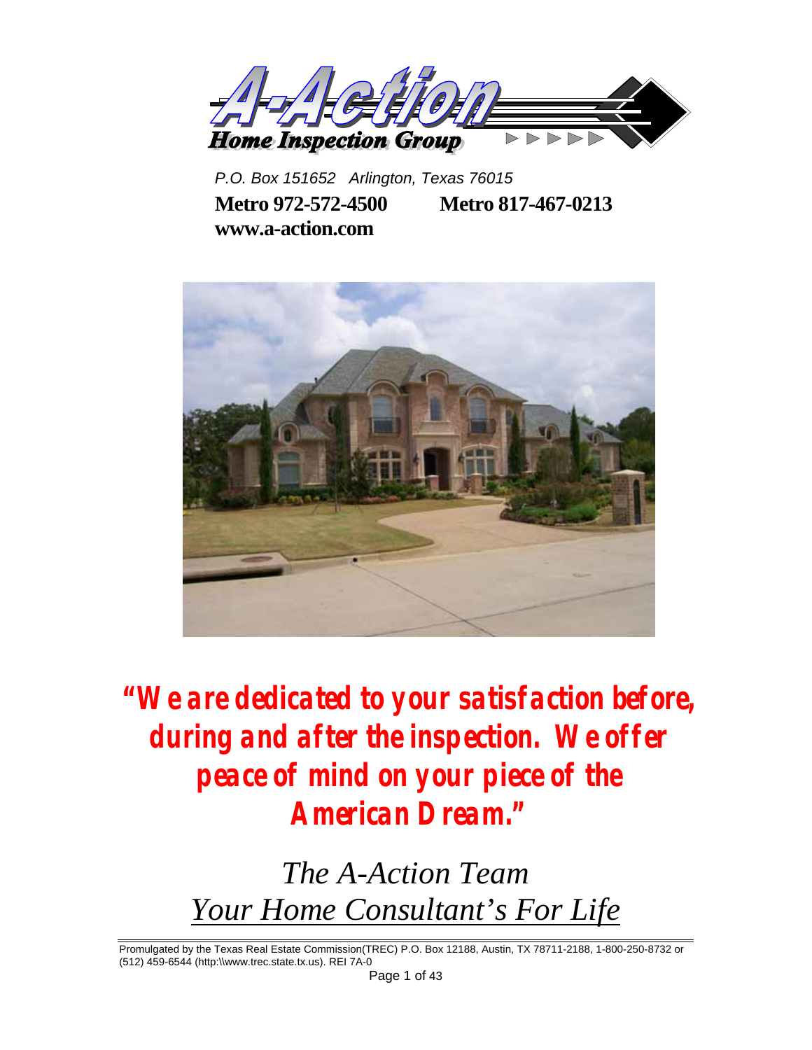# A-Action Home Inspection Group

*P.O. Box 151652 Arlington, Texas 76015*

**Metro 972-572-4500 Metro 817-467-0213**

**www.a-action.com**

***"We are dedicated to your satisfaction before, during and after the inspection. We offer peace of mind on your piece of the American Dream."***

*The A-Action Team*

*Your Home Consultant's For Life*

Promulgated by the Texas Real Estate Commission(TREC) P.O. Box 12188, Austin, TX 78711-2188, 1-800-250-8732 or (512) 459-6544 (http:\\www.trec.state.tx.us). REI 7A-0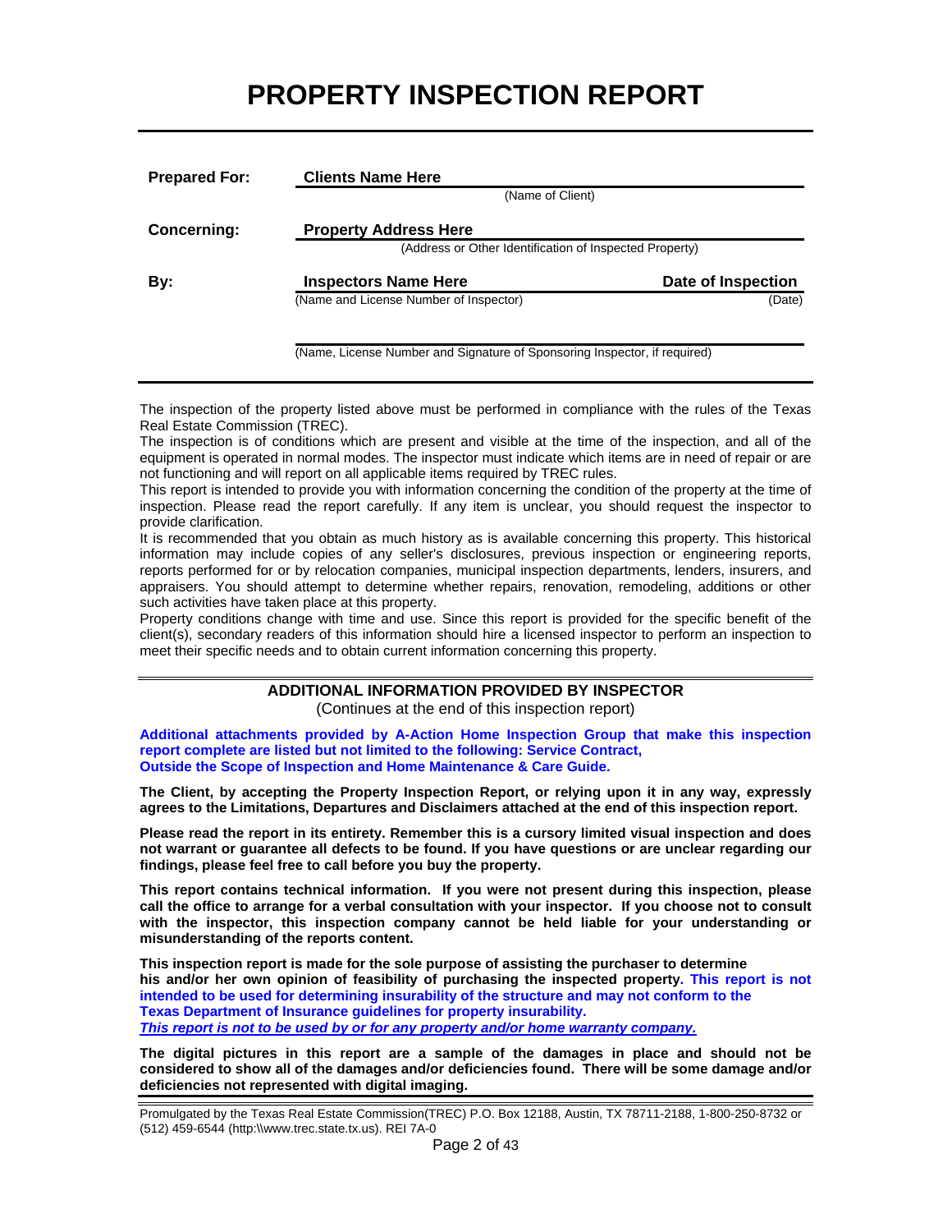# PROPERTY INSPECTION REPORT

| | | |
|---|---|---|
| **Prepared For:** | **Clients Name Here** | |
| | (Name of Client) | |
| **Concerning:** | **Property Address Here** | |
| | (Address or Other Identification of Inspected Property) | |
| **By:** | **Inspectors Name Here** | **Date of Inspection** |
| | (Name and License Number of Inspector) | (Date) |
| | (Name, License Number and Signature of Sponsoring Inspector, if required) | |

The inspection of the property listed above must be performed in compliance with the rules of the Texas Real Estate Commission (TREC).
The inspection is of conditions which are present and visible at the time of the inspection, and all of the equipment is operated in normal modes. The inspector must indicate which items are in need of repair or are not functioning and will report on all applicable items required by TREC rules.
This report is intended to provide you with information concerning the condition of the property at the time of inspection. Please read the report carefully. If any item is unclear, you should request the inspector to provide clarification.
It is recommended that you obtain as much history as is available concerning this property. This historical information may include copies of any seller's disclosures, previous inspection or engineering reports, reports performed for or by relocation companies, municipal inspection departments, lenders, insurers, and appraisers. You should attempt to determine whether repairs, renovation, remodeling, additions or other such activities have taken place at this property.
Property conditions change with time and use. Since this report is provided for the specific benefit of the client(s), secondary readers of this information should hire a licensed inspector to perform an inspection to meet their specific needs and to obtain current information concerning this property.

## ADDITIONAL INFORMATION PROVIDED BY INSPECTOR

(Continues at the end of this inspection report)

**Additional attachments provided by A-Action Home Inspection Group that make this inspection report complete are listed but not limited to the following: Service Contract, Outside the Scope of Inspection and Home Maintenance & Care Guide.**

**The Client, by accepting the Property Inspection Report, or relying upon it in any way, expressly agrees to the Limitations, Departures and Disclaimers attached at the end of this inspection report.**

**Please read the report in its entirety. Remember this is a cursory limited visual inspection and does not warrant or guarantee all defects to be found. If you have questions or are unclear regarding our findings, please feel free to call before you buy the property.**

**This report contains technical information. If you were not present during this inspection, please call the office to arrange for a verbal consultation with your inspector. If you choose not to consult with the inspector, this inspection company cannot be held liable for your understanding or misunderstanding of the reports content.**

**This inspection report is made for the sole purpose of assisting the purchaser to determine his and/or her own opinion of feasibility of purchasing the inspected property. This report is not intended to be used for determining insurability of the structure and may not conform to the Texas Department of Insurance guidelines for property insurability.**
***This report is not to be used by or for any property and/or home warranty company.***

**The digital pictures in this report are a sample of the damages in place and should not be considered to show all of the damages and/or deficiencies found. There will be some damage and/or deficiencies not represented with digital imaging.**

Promulgated by the Texas Real Estate Commission(TREC) P.O. Box 12188, Austin, TX 78711-2188, 1-800-250-8732 or (512) 459-6544 (http:\\www.trec.state.tx.us). REI 7A-0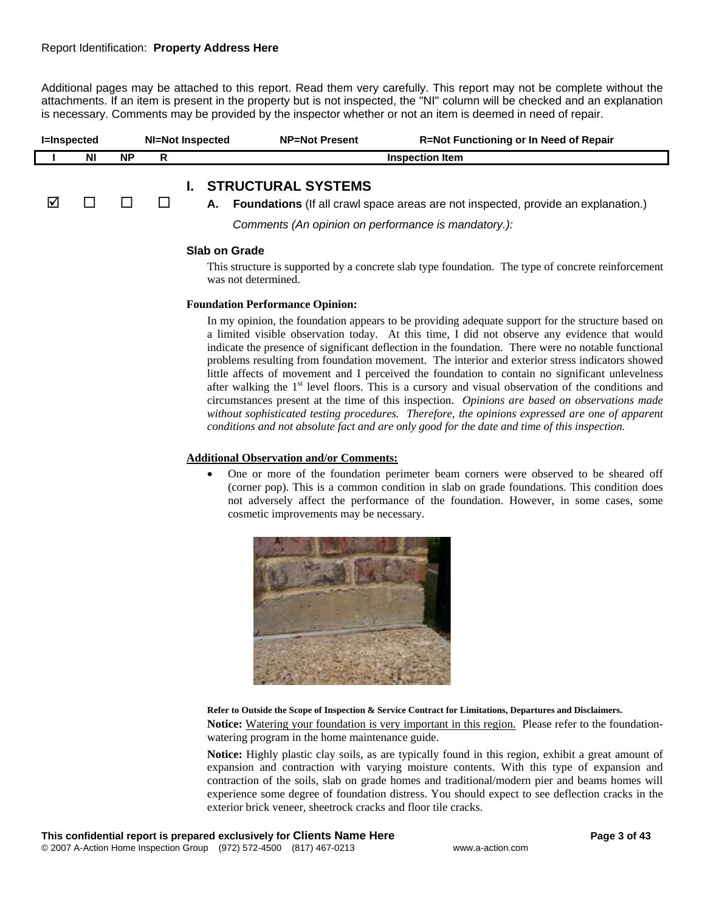Report Identification: **Property Address Here**

Additional pages may be attached to this report. Read them very carefully. This report may not be complete without the attachments. If an item is present in the property but is not inspected, the "NI" column will be checked and an explanation is necessary. Comments may be provided by the inspector whether or not an item is deemed in need of repair.

**I=Inspected** **NI=Not Inspected** **NP=Not Present** **R=Not Functioning or In Need of Repair**

| I | NI | NP | R | Inspection Item |
|---|---|---|---|---|
| ☑ | ☐ | ☐ | ☐ | **I. STRUCTURAL SYSTEMS** <br> **A. Foundations** (If all crawl space areas are not inspected, provide an explanation.) |

*Comments (An opinion on performance is mandatory.):*

**Slab on Grade**

This structure is supported by a concrete slab type foundation. The type of concrete reinforcement was not determined.

**Foundation Performance Opinion:**

In my opinion, the foundation appears to be providing adequate support for the structure based on a limited visible observation today. At this time, I did not observe any evidence that would indicate the presence of significant deflection in the foundation. There were no notable functional problems resulting from foundation movement. The interior and exterior stress indicators showed little affects of movement and I perceived the foundation to contain no significant unlevelness after walking the 1st level floors. This is a cursory and visual observation of the conditions and circumstances present at the time of this inspection. *Opinions are based on observations made without sophisticated testing procedures. Therefore, the opinions expressed are one of apparent conditions and not absolute fact and are only good for the date and time of this inspection.*

**Additional Observation and/or Comments:**

- One or more of the foundation perimeter beam corners were observed to be sheared off (corner pop). This is a common condition in slab on grade foundations. This condition does not adversely affect the performance of the foundation. However, in some cases, some cosmetic improvements may be necessary.

**Refer to Outside the Scope of Inspection & Service Contract for Limitations, Departures and Disclaimers.**

**Notice:** Watering your foundation is very important in this region. Please refer to the foundation-watering program in the home maintenance guide.

**Notice:** Highly plastic clay soils, as are typically found in this region, exhibit a great amount of expansion and contraction with varying moisture contents. With this type of expansion and contraction of the soils, slab on grade homes and traditional/modern pier and beams homes will experience some degree of foundation distress. You should expect to see deflection cracks in the exterior brick veneer, sheetrock cracks and floor tile cracks.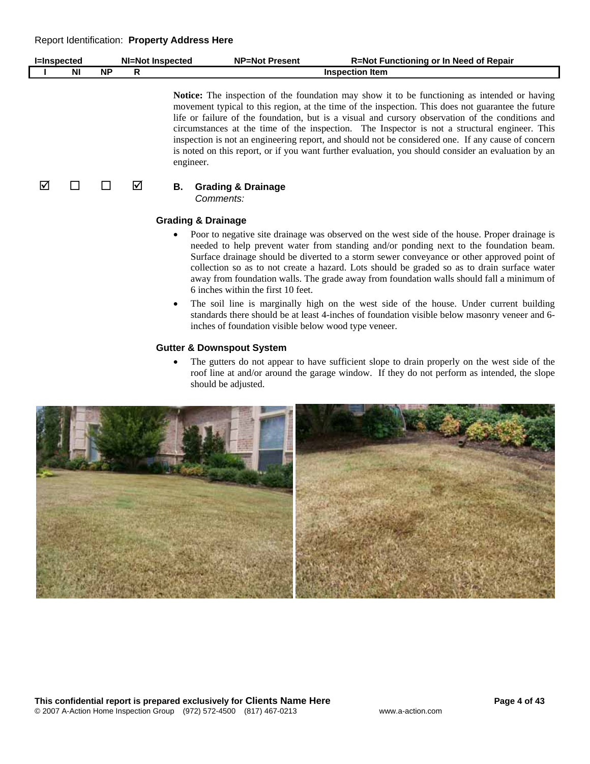| I=Inspected | NI=Not Inspected | NP=Not Present | R=Not Functioning or In Need of Repair |
|---|---|---|---|

| I | NI | NP | R | Inspection Item |
|---|---|---|---|---|

**Notice:** The inspection of the foundation may show it to be functioning as intended or having movement typical to this region, at the time of the inspection. This does not guarantee the future life or failure of the foundation, but is a visual and cursory observation of the conditions and circumstances at the time of the inspection. The Inspector is not a structural engineer. This inspection is not an engineering report, and should not be considered one. If any cause of concern is noted on this report, or if you want further evaluation, you should consider an evaluation by an engineer.

| I | NI | NP | R | Inspection Item |
|---|---|---|---|---|
| ☑ | ☐ | ☐ | ☑ | **B. Grading & Drainage** *Comments:* |

### Grading & Drainage

- Poor to negative site drainage was observed on the west side of the house. Proper drainage is needed to help prevent water from standing and/or ponding next to the foundation beam. Surface drainage should be diverted to a storm sewer conveyance or other approved point of collection so as to not create a hazard. Lots should be graded so as to drain surface water away from foundation walls. The grade away from foundation walls should fall a minimum of 6 inches within the first 10 feet.
- The soil line is marginally high on the west side of the house. Under current building standards there should be at least 4-inches of foundation visible below masonry veneer and 6-inches of foundation visible below wood type veneer.

### Gutter & Downspout System

- The gutters do not appear to have sufficient slope to drain properly on the west side of the roof line at and/or around the garage window. If they do not perform as intended, the slope should be adjusted.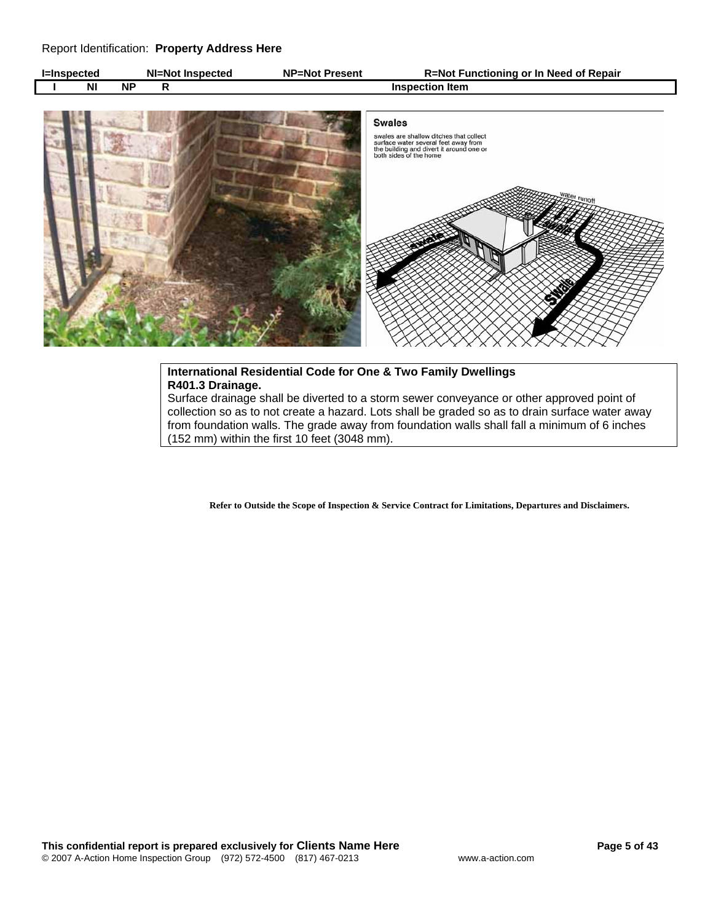Report Identification: **Property Address Here**

| I=Inspected | NI=Not Inspected | NP=Not Present | R=Not Functioning or In Need of Repair |
|---|---|---|---|

| I | NI | NP | R | Inspection Item |
|---|---|---|---|---|

**Swales**

swales are shallow ditches that collect surface water several feet away from the building and divert it around one or both sides of the home

**International Residential Code for One & Two Family Dwellings**
**R401.3 Drainage.**
Surface drainage shall be diverted to a storm sewer conveyance or other approved point of collection so as to not create a hazard. Lots shall be graded so as to drain surface water away from foundation walls. The grade away from foundation walls shall fall a minimum of 6 inches (152 mm) within the first 10 feet (3048 mm).

**Refer to Outside the Scope of Inspection & Service Contract for Limitations, Departures and Disclaimers.**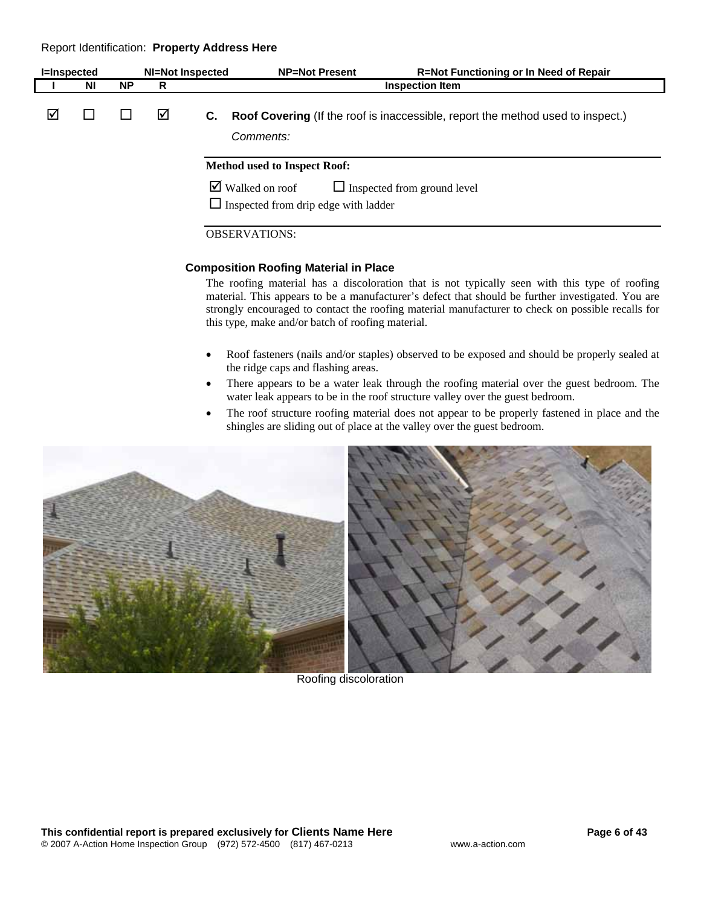Report Identification: **Property Address Here**

| I=Inspected | NI=Not Inspected | NP=Not Present | R=Not Functioning or In Need of Repair | |
|---|---|---|---|---|
| **I** | **NI** | **NP** | **R** | **Inspection Item** |
| ☑ | ☐ | ☐ | ☑ | **C. Roof Covering** (If the roof is inaccessible, report the method used to inspect.) |

*Comments:*

**Method used to Inspect Roof:**

☑ Walked on roof ☐ Inspected from ground level

☐ Inspected from drip edge with ladder

OBSERVATIONS:

**Composition Roofing Material in Place**

The roofing material has a discoloration that is not typically seen with this type of roofing material. This appears to be a manufacturer's defect that should be further investigated. You are strongly encouraged to contact the roofing material manufacturer to check on possible recalls for this type, make and/or batch of roofing material.

- Roof fasteners (nails and/or staples) observed to be exposed and should be properly sealed at the ridge caps and flashing areas.
- There appears to be a water leak through the roofing material over the guest bedroom. The water leak appears to be in the roof structure valley over the guest bedroom.
- The roof structure roofing material does not appear to be properly fastened in place and the shingles are sliding out of place at the valley over the guest bedroom.

Roofing discoloration

**This confidential report is prepared exclusively for Clients Name Here**

© 2007 A-Action Home Inspection Group (972) 572-4500 (817) 467-0213 www.a-action.com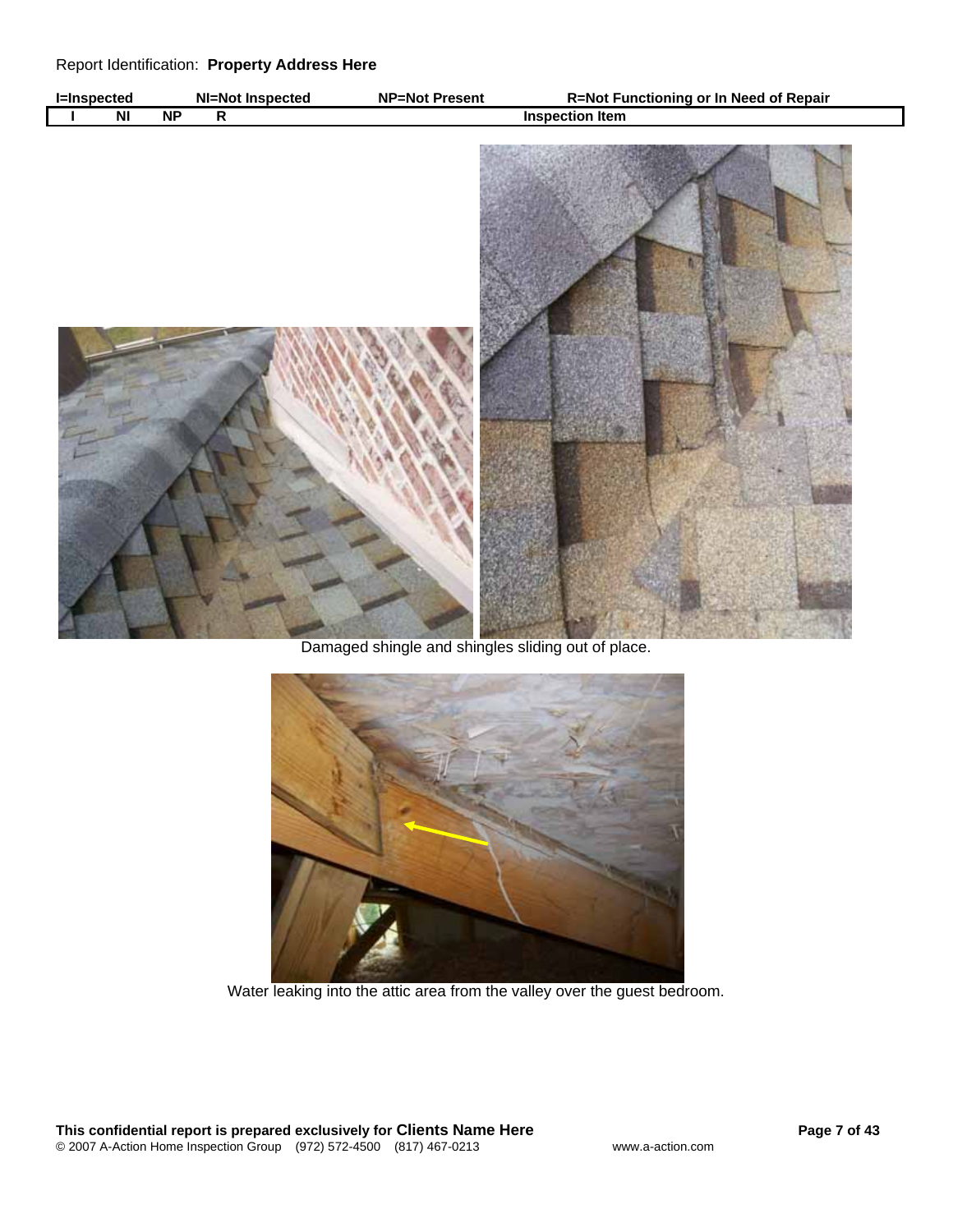Report Identification: **Property Address Here**

| I=Inspected | NI=Not Inspected | NP=Not Present | R=Not Functioning or In Need of Repair |
|---|---|---|---|

| I | NI | NP | R | Inspection Item |
|---|---|---|---|---|

Damaged shingle and shingles sliding out of place.

Water leaking into the attic area from the valley over the guest bedroom.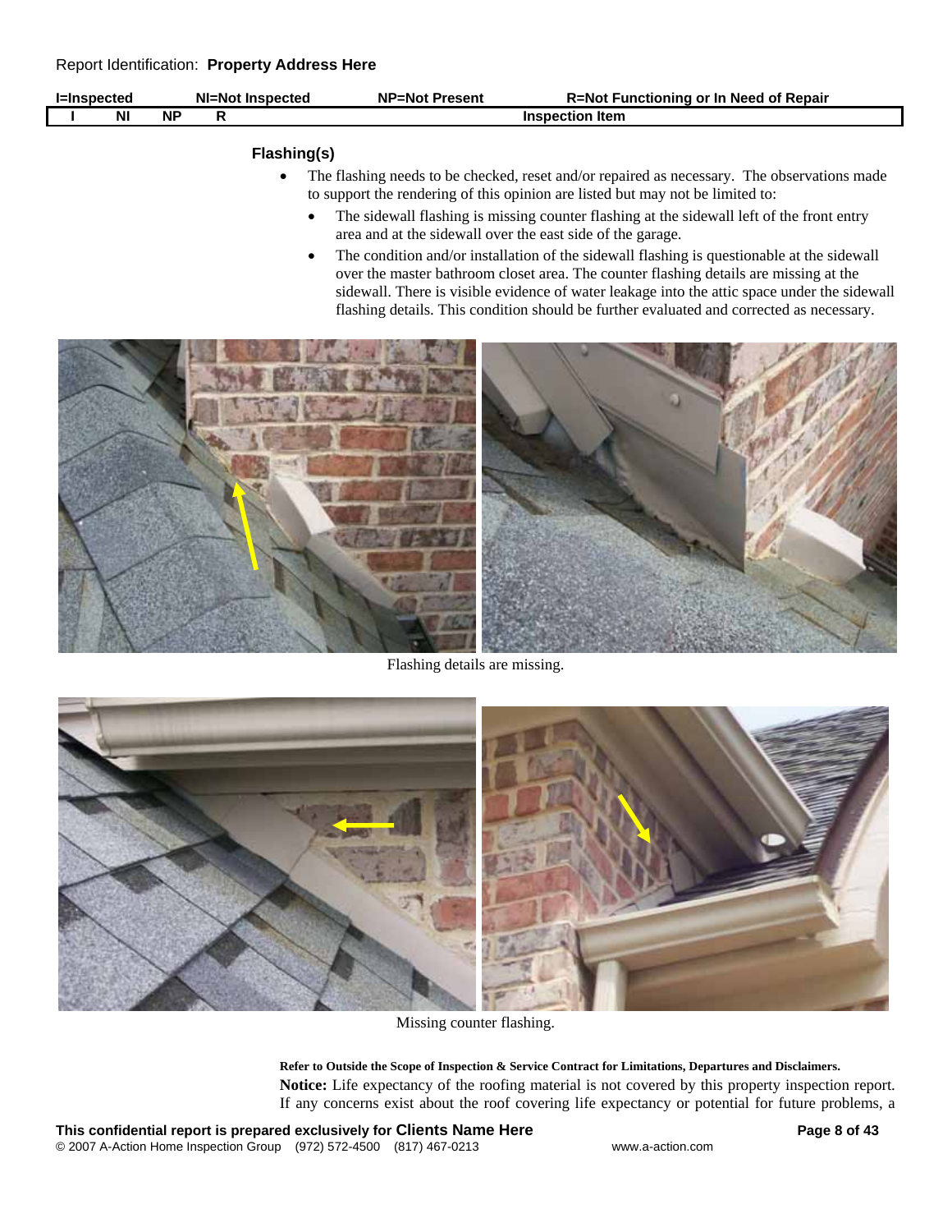| I | NI | NP | R | Inspection Item |
|---|---|---|---|---|

### Flashing(s)

- The flashing needs to be checked, reset and/or repaired as necessary. The observations made to support the rendering of this opinion are listed but may not be limited to:
  - The sidewall flashing is missing counter flashing at the sidewall left of the front entry area and at the sidewall over the east side of the garage.
  - The condition and/or installation of the sidewall flashing is questionable at the sidewall over the master bathroom closet area. The counter flashing details are missing at the sidewall. There is visible evidence of water leakage into the attic space under the sidewall flashing details. This condition should be further evaluated and corrected as necessary.

Flashing details are missing.

Missing counter flashing.

**Refer to Outside the Scope of Inspection & Service Contract for Limitations, Departures and Disclaimers.**

**Notice:** Life expectancy of the roofing material is not covered by this property inspection report. If any concerns exist about the roof covering life expectancy or potential for future problems, a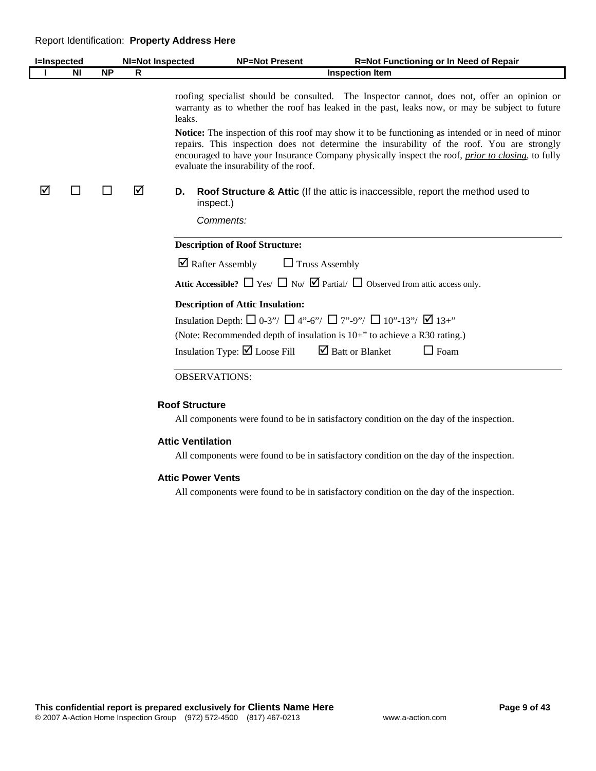roofing specialist should be consulted. The Inspector cannot, does not, offer an opinion or warranty as to whether the roof has leaked in the past, leaks now, or may be subject to future leaks.

**Notice:** The inspection of this roof may show it to be functioning as intended or in need of minor repairs. This inspection does not determine the insurability of the roof. You are strongly encouraged to have your Insurance Company physically inspect the roof, ***prior to closing***, to fully evaluate the insurability of the roof.

| I | NI | NP | R | Inspection Item |
|---|---|---|---|---|
| ☑ | ☐ | ☐ | ☑ | **D. Roof Structure & Attic** (If the attic is inaccessible, report the method used to inspect.) |

*Comments:*

**Description of Roof Structure:**

☑ Rafter Assembly ☐ Truss Assembly

**Attic Accessible?** ☐ Yes/ ☐ No/ ☑ Partial/ ☐ Observed from attic access only.

**Description of Attic Insulation:**

Insulation Depth: ☐ 0-3"/ ☐ 4"-6"/ ☐ 7"-9"/ ☐ 10"-13"/ ☑ 13+"

(Note: Recommended depth of insulation is 10+" to achieve a R30 rating.)

Insulation Type: ☑ Loose Fill ☑ Batt or Blanket ☐ Foam

OBSERVATIONS:

**Roof Structure**

All components were found to be in satisfactory condition on the day of the inspection.

**Attic Ventilation**

All components were found to be in satisfactory condition on the day of the inspection.

**Attic Power Vents**

All components were found to be in satisfactory condition on the day of the inspection.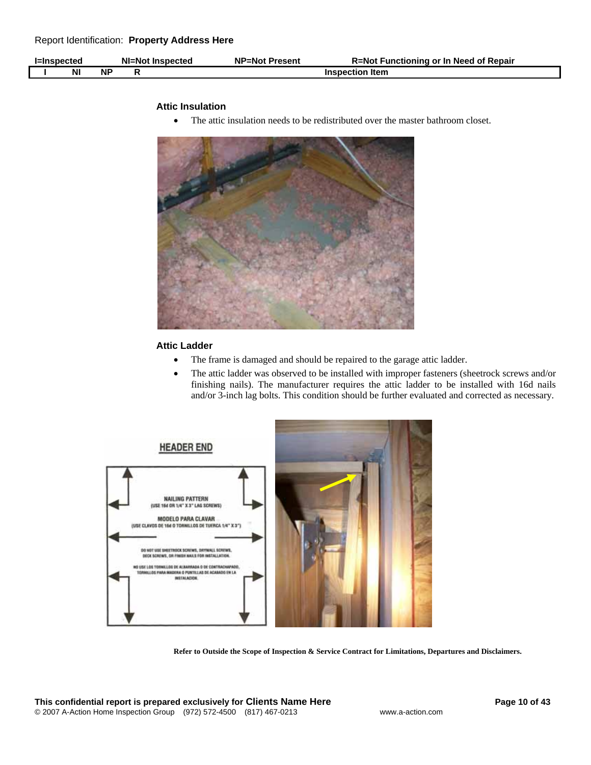| I=Inspected | NI=Not Inspected | NP=Not Present | R=Not Functioning or In Need of Repair |
|---|---|---|---|
| I | NI | NP | R | Inspection Item |

### Attic Insulation

- The attic insulation needs to be redistributed over the master bathroom closet.

### Attic Ladder

- The frame is damaged and should be repaired to the garage attic ladder.
- The attic ladder was observed to be installed with improper fasteners (sheetrock screws and/or finishing nails). The manufacturer requires the attic ladder to be installed with 16d nails and/or 3-inch lag bolts. This condition should be further evaluated and corrected as necessary.

**Refer to Outside the Scope of Inspection & Service Contract for Limitations, Departures and Disclaimers.**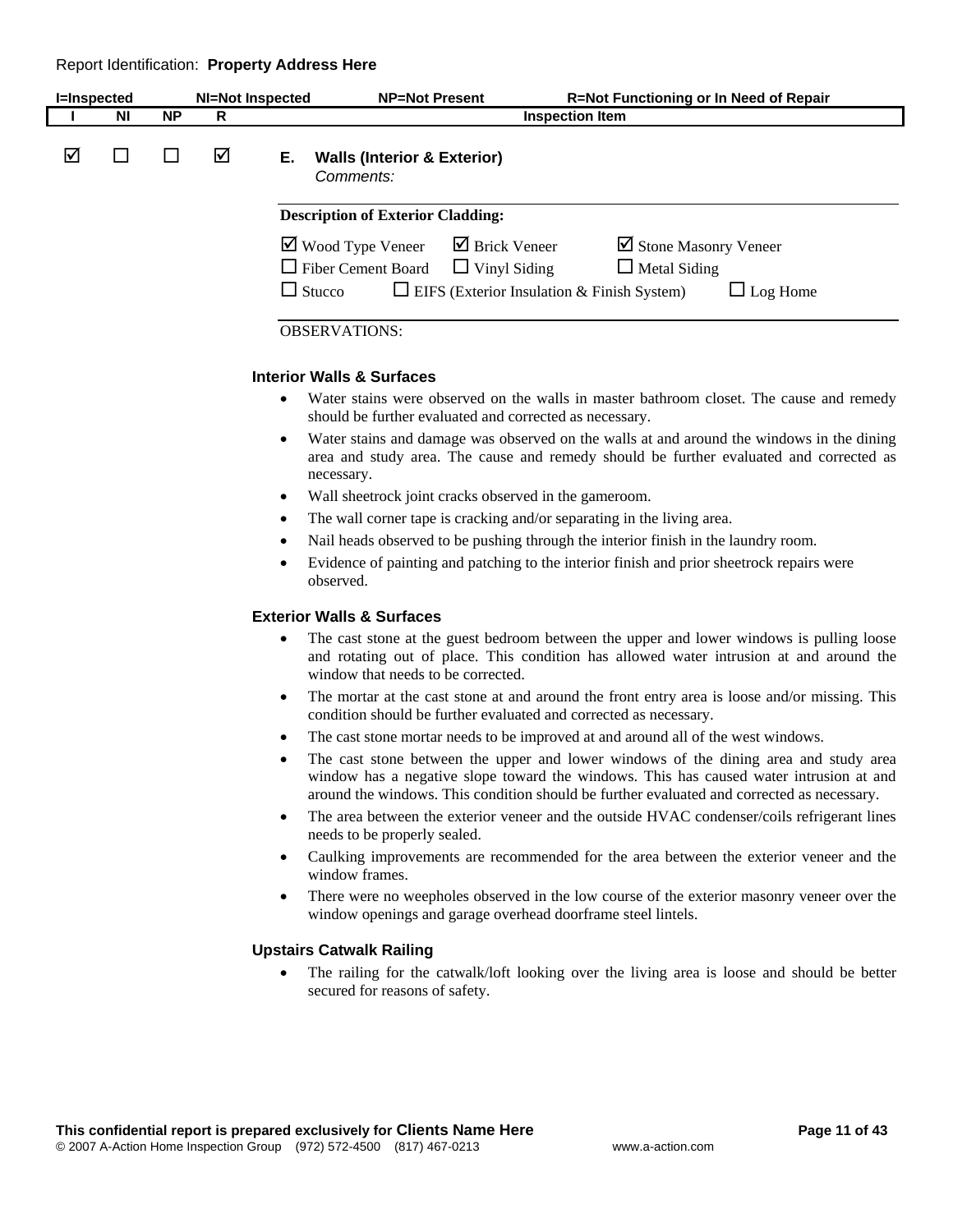Report Identification: **Property Address Here**

| I=Inspected | NI=Not Inspected | NP=Not Present | R=Not Functioning or In Need of Repair |
|---|---|---|---|

| I | NI | NP | R | Inspection Item |
|---|---|---|---|---|
| ☑ | ☐ | ☐ | ☑ | **E. Walls (Interior & Exterior)** *Comments:* |

**Description of Exterior Cladding:**

☑ Wood Type Veneer ☑ Brick Veneer ☑ Stone Masonry Veneer
☐ Fiber Cement Board ☐ Vinyl Siding ☐ Metal Siding
☐ Stucco ☐ EIFS (Exterior Insulation & Finish System) ☐ Log Home

OBSERVATIONS:

### Interior Walls & Surfaces

- Water stains were observed on the walls in master bathroom closet. The cause and remedy should be further evaluated and corrected as necessary.
- Water stains and damage was observed on the walls at and around the windows in the dining area and study area. The cause and remedy should be further evaluated and corrected as necessary.
- Wall sheetrock joint cracks observed in the gameroom.
- The wall corner tape is cracking and/or separating in the living area.
- Nail heads observed to be pushing through the interior finish in the laundry room.
- Evidence of painting and patching to the interior finish and prior sheetrock repairs were observed.

### Exterior Walls & Surfaces

- The cast stone at the guest bedroom between the upper and lower windows is pulling loose and rotating out of place. This condition has allowed water intrusion at and around the window that needs to be corrected.
- The mortar at the cast stone at and around the front entry area is loose and/or missing. This condition should be further evaluated and corrected as necessary.
- The cast stone mortar needs to be improved at and around all of the west windows.
- The cast stone between the upper and lower windows of the dining area and study area window has a negative slope toward the windows. This has caused water intrusion at and around the windows. This condition should be further evaluated and corrected as necessary.
- The area between the exterior veneer and the outside HVAC condenser/coils refrigerant lines needs to be properly sealed.
- Caulking improvements are recommended for the area between the exterior veneer and the window frames.
- There were no weepholes observed in the low course of the exterior masonry veneer over the window openings and garage overhead doorframe steel lintels.

### Upstairs Catwalk Railing

- The railing for the catwalk/loft looking over the living area is loose and should be better secured for reasons of safety.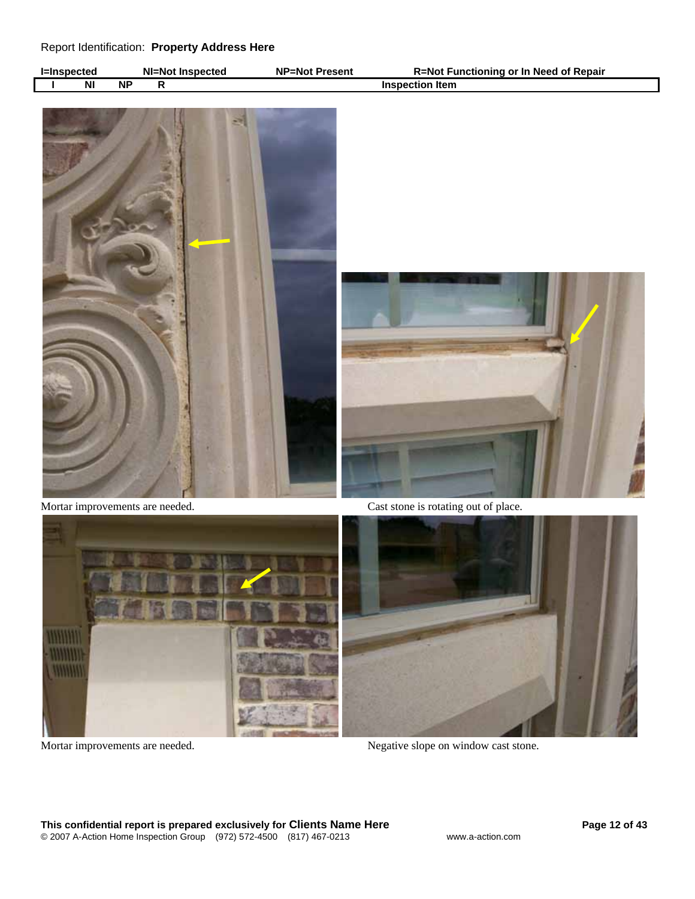Report Identification: **Property Address Here**

| I=Inspected | NI=Not Inspected | NP=Not Present | R=Not Functioning or In Need of Repair |
|---|---|---|---|
| I NI NP R | | | Inspection Item |

Mortar improvements are needed.

Cast stone is rotating out of place.

Mortar improvements are needed.

Negative slope on window cast stone.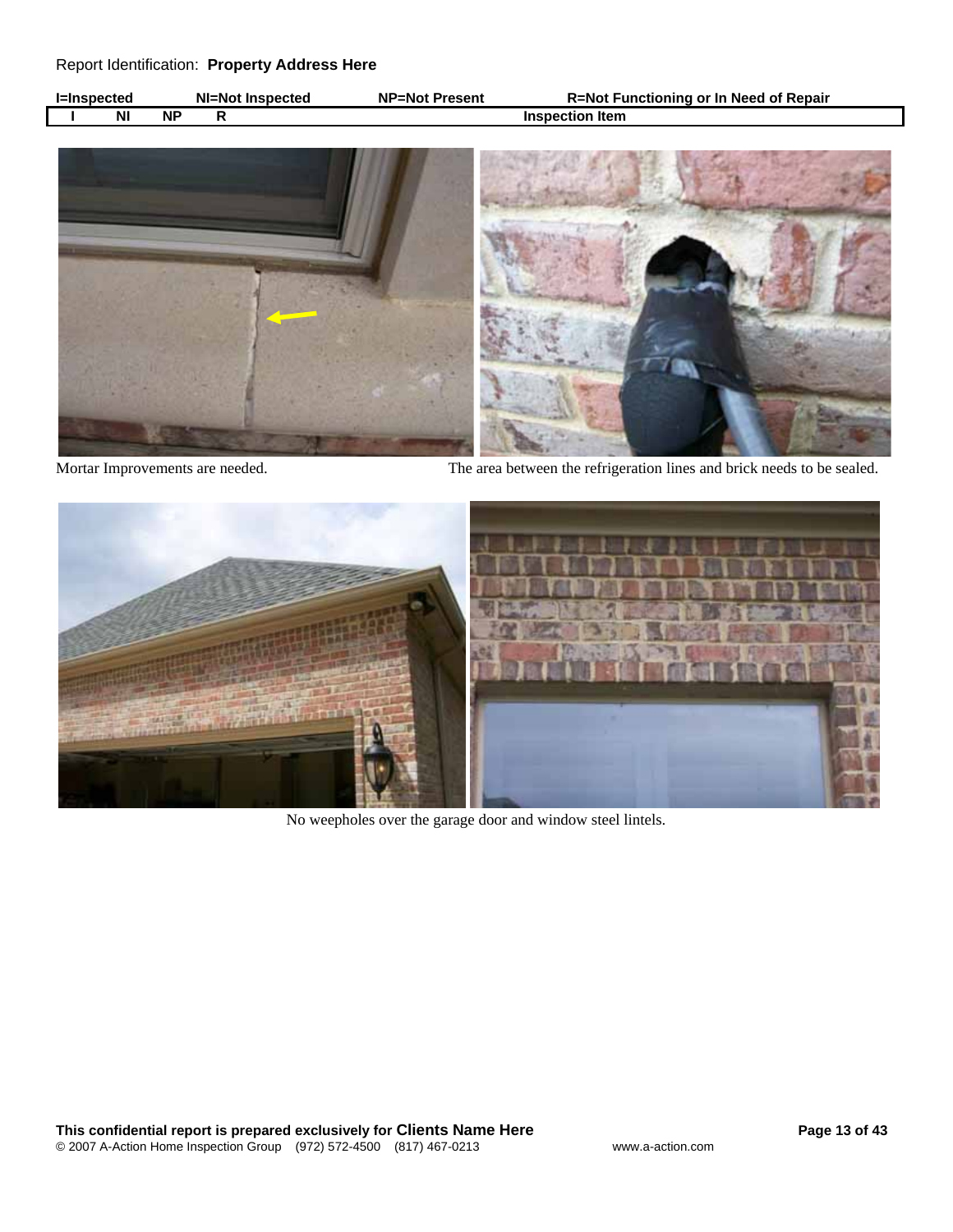Report Identification: **Property Address Here**

| I=Inspected | NI=Not Inspected | NP=Not Present | R=Not Functioning or In Need of Repair |
|---|---|---|---|
| I | NI | NP | R | 

**Inspection Item**

Mortar Improvements are needed.

The area between the refrigeration lines and brick needs to be sealed.

No weepholes over the garage door and window steel lintels.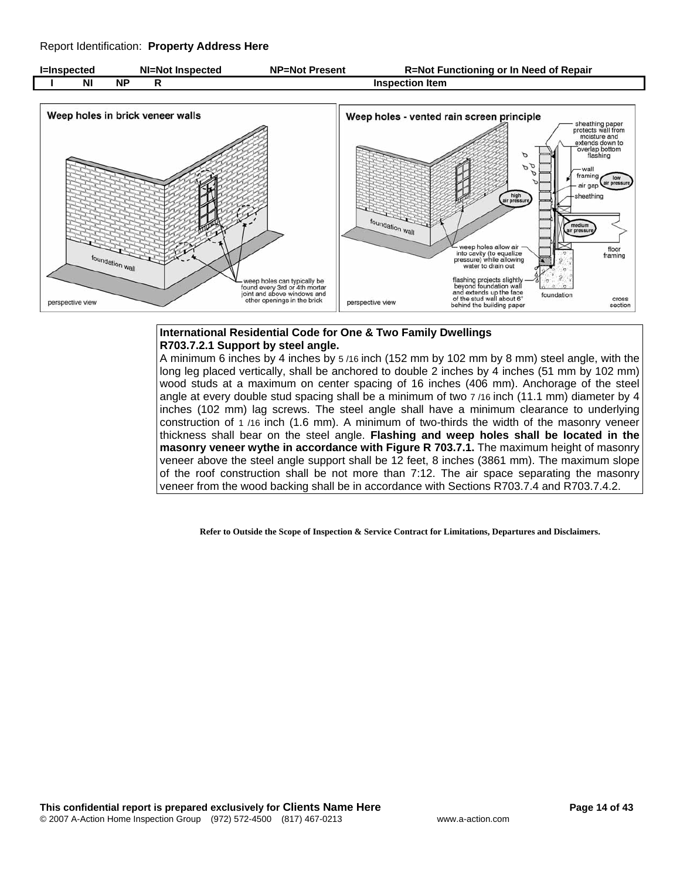**International Residential Code for One & Two Family Dwellings**
**R703.7.2.1 Support by steel angle.**

A minimum 6 inches by 4 inches by 5/16 inch (152 mm by 102 mm by 8 mm) steel angle, with the long leg placed vertically, shall be anchored to double 2 inches by 4 inches (51 mm by 102 mm) wood studs at a maximum on center spacing of 16 inches (406 mm). Anchorage of the steel angle at every double stud spacing shall be a minimum of two 7/16 inch (11.1 mm) diameter by 4 inches (102 mm) lag screws. The steel angle shall have a minimum clearance to underlying construction of 1/16 inch (1.6 mm). A minimum of two-thirds the width of the masonry veneer thickness shall bear on the steel angle. **Flashing and weep holes shall be located in the masonry veneer wythe in accordance with Figure R 703.7.1.** The maximum height of masonry veneer above the steel angle support shall be 12 feet, 8 inches (3861 mm). The maximum slope of the roof construction shall be not more than 7:12. The air space separating the masonry veneer from the wood backing shall be in accordance with Sections R703.7.4 and R703.7.4.2.

**Refer to Outside the Scope of Inspection & Service Contract for Limitations, Departures and Disclaimers.**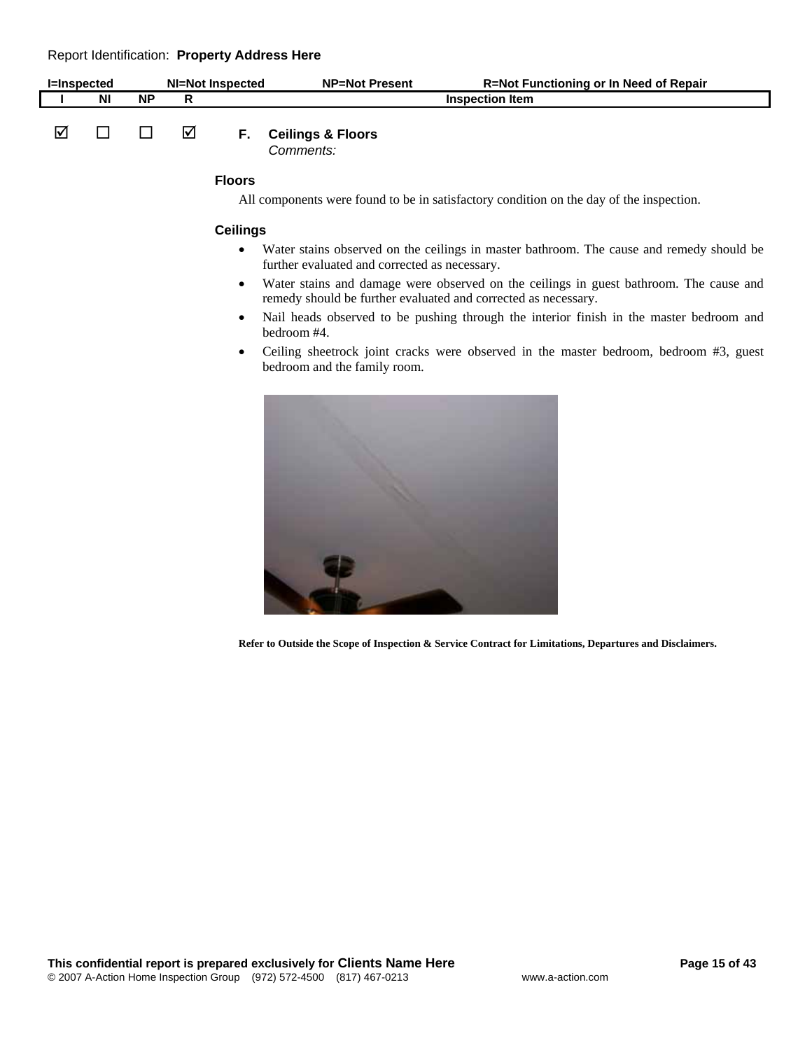Report Identification: **Property Address Here**

I=Inspected NI=Not Inspected NP=Not Present R=Not Functioning or In Need of Repair

| I | NI | NP | R | Inspection Item |
|---|---|---|---|---|
| ☑ | ☐ | ☐ | ☑ | **F. Ceilings & Floors** *Comments:* |

**Floors**

All components were found to be in satisfactory condition on the day of the inspection.

**Ceilings**

- Water stains observed on the ceilings in master bathroom. The cause and remedy should be further evaluated and corrected as necessary.
- Water stains and damage were observed on the ceilings in guest bathroom. The cause and remedy should be further evaluated and corrected as necessary.
- Nail heads observed to be pushing through the interior finish in the master bedroom and bedroom #4.
- Ceiling sheetrock joint cracks were observed in the master bedroom, bedroom #3, guest bedroom and the family room.

**Refer to Outside the Scope of Inspection & Service Contract for Limitations, Departures and Disclaimers.**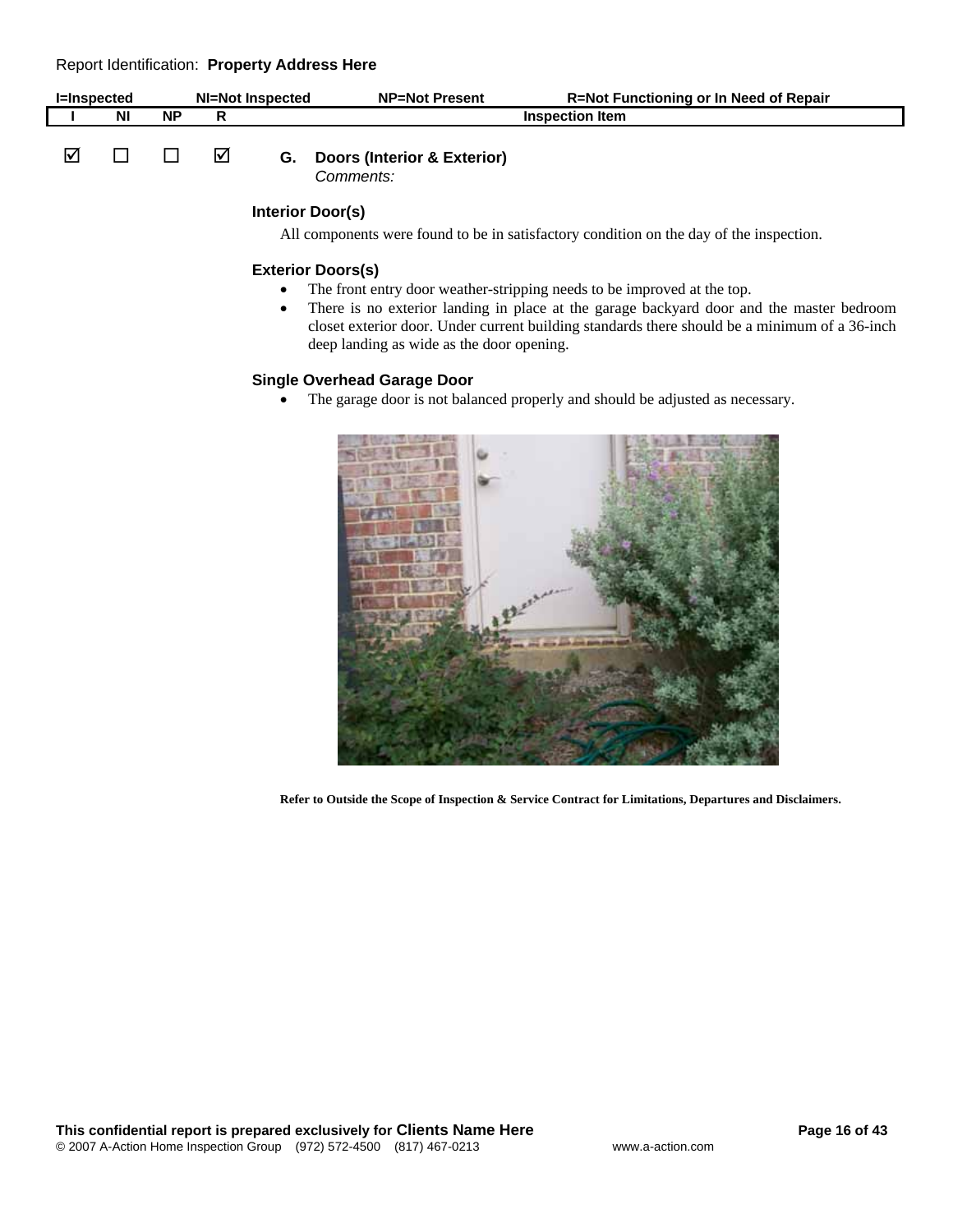Report Identification: **Property Address Here**

**I=Inspected NI=Not Inspected NP=Not Present R=Not Functioning or In Need of Repair**

| I | NI | NP | R | Inspection Item |
|---|---|---|---|---|
| ☑ | ☐ | ☐ | ☑ | **G. Doors (Interior & Exterior)** *Comments:* |

**Interior Door(s)**

All components were found to be in satisfactory condition on the day of the inspection.

**Exterior Doors(s)**

- The front entry door weather-stripping needs to be improved at the top.
- There is no exterior landing in place at the garage backyard door and the master bedroom closet exterior door. Under current building standards there should be a minimum of a 36-inch deep landing as wide as the door opening.

**Single Overhead Garage Door**

- The garage door is not balanced properly and should be adjusted as necessary.

**Refer to Outside the Scope of Inspection & Service Contract for Limitations, Departures and Disclaimers.**

**This confidential report is prepared exclusively for Clients Name Here**

© 2007 A-Action Home Inspection Group (972) 572-4500 (817) 467-0213 www.a-action.com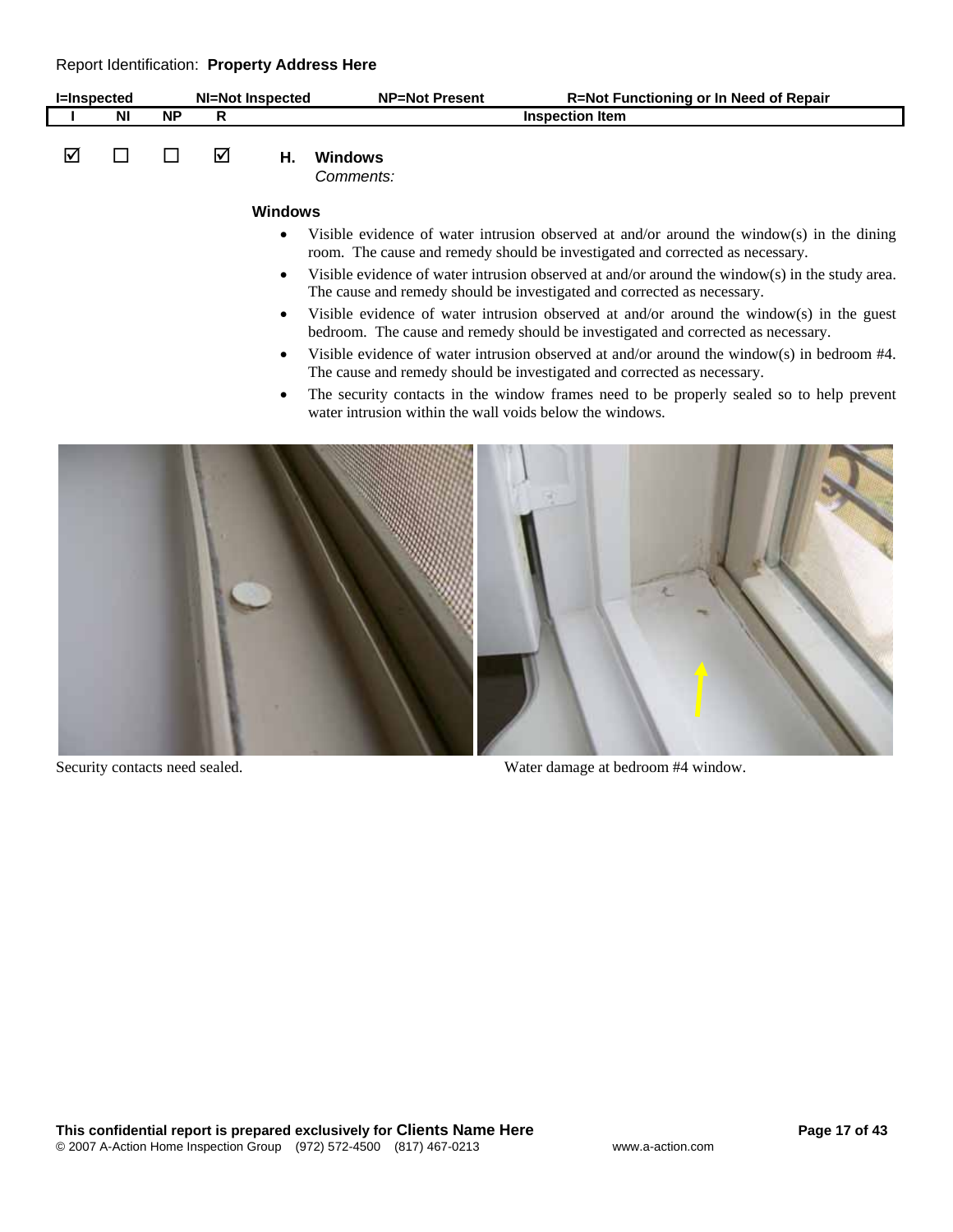Report Identification: **Property Address Here**

| I=Inspected | NI=Not Inspected | NP=Not Present | R=Not Functioning or In Need of Repair | |
|---|---|---|---|---|
| **I** | **NI** | **NP** | **R** | **Inspection Item** |
| ☑ | ☐ | ☐ | ☑ | **H. Windows** *Comments:* |

**Windows**

- Visible evidence of water intrusion observed at and/or around the window(s) in the dining room. The cause and remedy should be investigated and corrected as necessary.
- Visible evidence of water intrusion observed at and/or around the window(s) in the study area. The cause and remedy should be investigated and corrected as necessary.
- Visible evidence of water intrusion observed at and/or around the window(s) in the guest bedroom. The cause and remedy should be investigated and corrected as necessary.
- Visible evidence of water intrusion observed at and/or around the window(s) in bedroom #4. The cause and remedy should be investigated and corrected as necessary.
- The security contacts in the window frames need to be properly sealed so to help prevent water intrusion within the wall voids below the windows.

Security contacts need sealed.

Water damage at bedroom #4 window.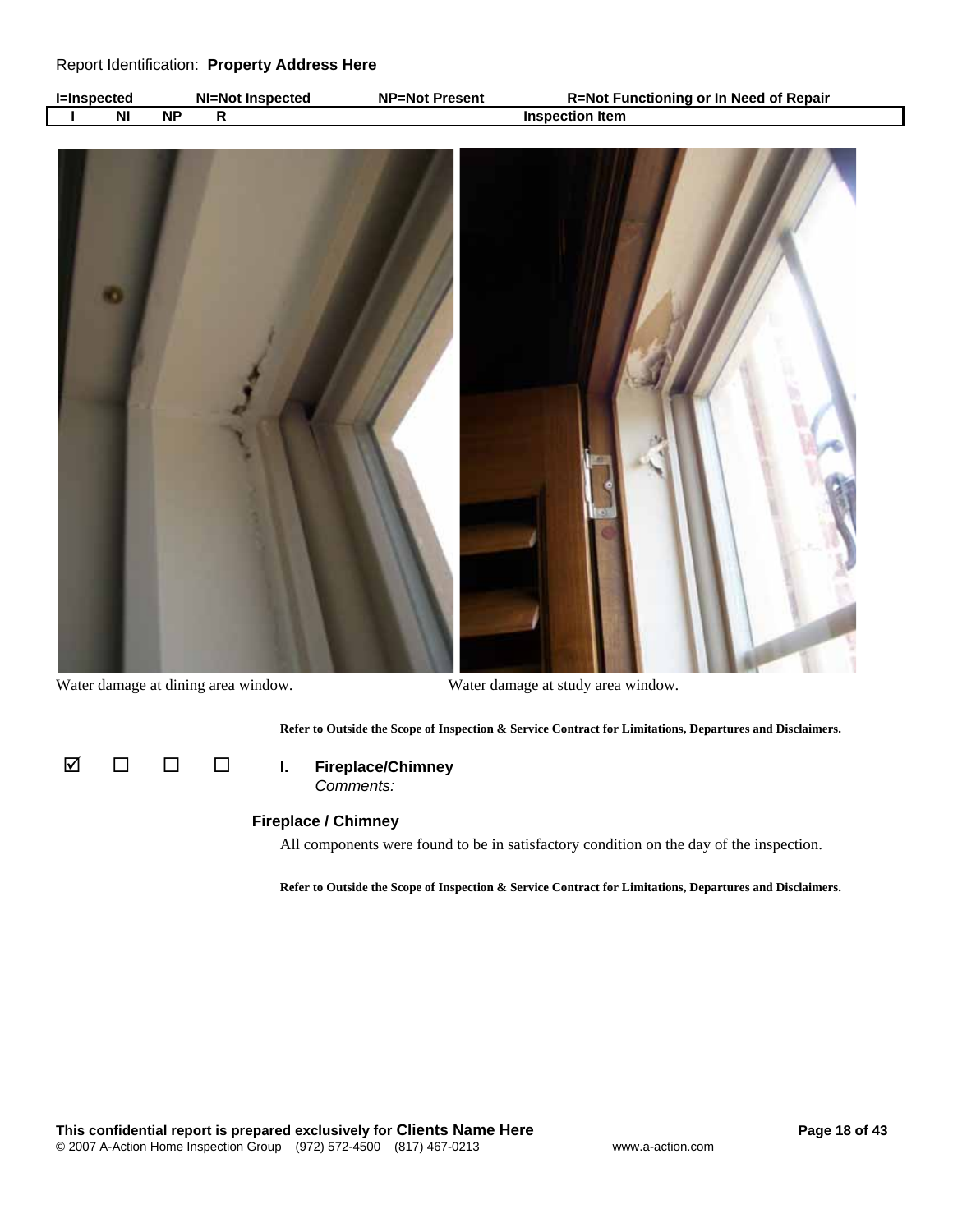| I | NI | NP | R | Inspection Item |
|---|---|---|---|---|

Water damage at dining area window. Water damage at study area window.

**Refer to Outside the Scope of Inspection & Service Contract for Limitations, Departures and Disclaimers.**

| I | NI | NP | R | Inspection Item |
|---|---|---|---|---|
| ☑ | ☐ | ☐ | ☐ | **I. Fireplace/Chimney** *Comments:* |

### Fireplace / Chimney

All components were found to be in satisfactory condition on the day of the inspection.

**Refer to Outside the Scope of Inspection & Service Contract for Limitations, Departures and Disclaimers.**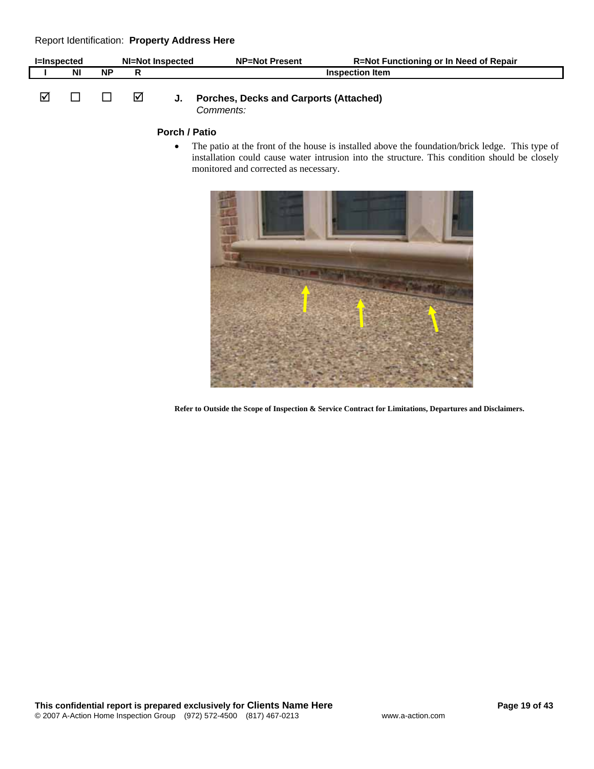| I=Inspected | NI=Not Inspected | NP=Not Present | R=Not Functioning or In Need of Repair | |
|---|---|---|---|---|
| I | NI | NP | R | Inspection Item |
| ☑ | ☐ | ☐ | ☑ | **J. Porches, Decks and Carports (Attached)** *Comments:* |

**Porch / Patio**

- The patio at the front of the house is installed above the foundation/brick ledge. This type of installation could cause water intrusion into the structure. This condition should be closely monitored and corrected as necessary.

**Refer to Outside the Scope of Inspection & Service Contract for Limitations, Departures and Disclaimers.**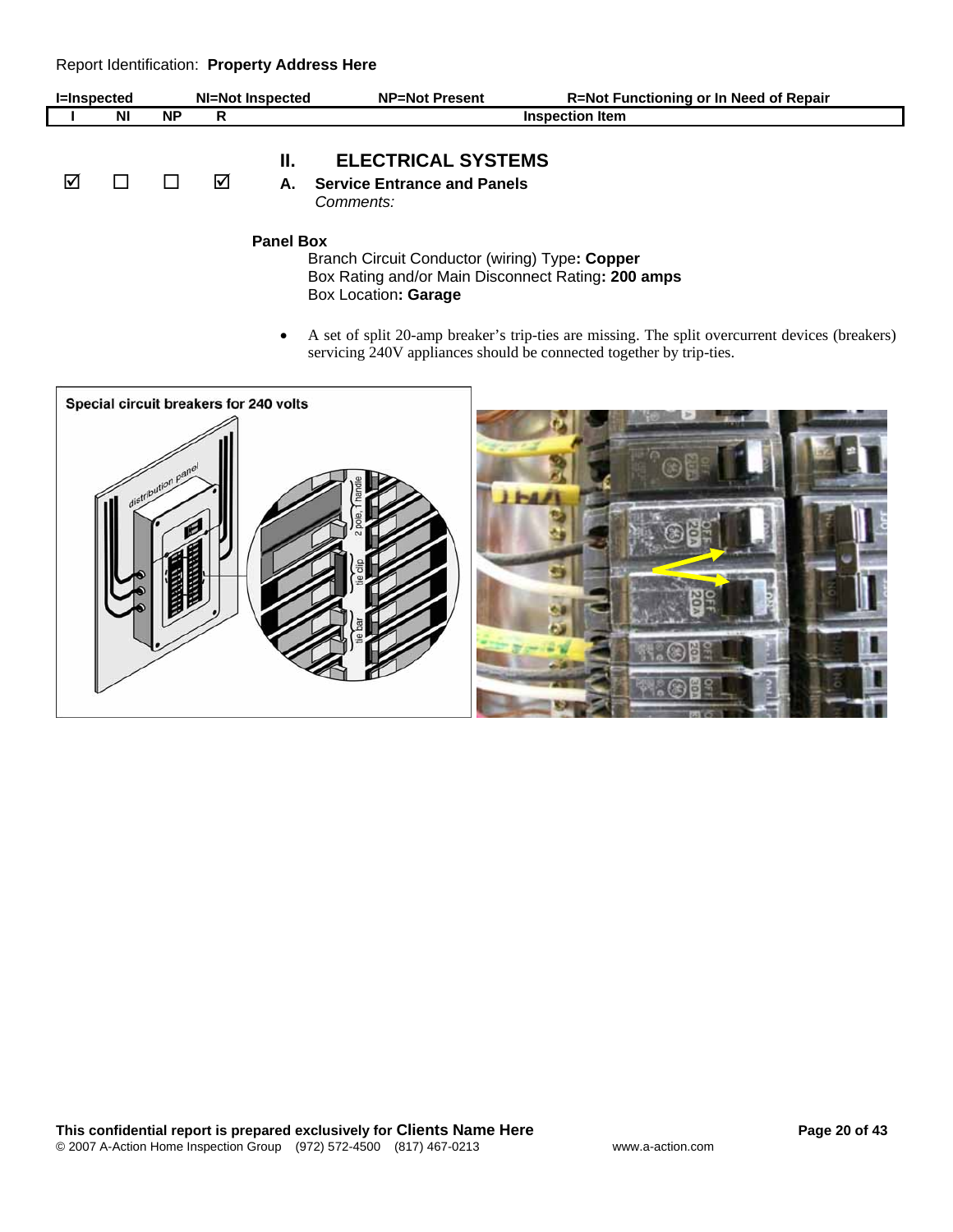Report Identification: **Property Address Here**

| I=Inspected | NI=Not Inspected | NP=Not Present | R=Not Functioning or In Need of Repair |
|---|---|---|---|

| I | NI | NP | R | Inspection Item |
|---|---|---|---|---|
| | | | | **II. ELECTRICAL SYSTEMS** |
| ☑ | ☐ | ☐ | ☑ | **A. Service Entrance and Panels** *Comments:* |

**Panel Box**

Branch Circuit Conductor (wiring) Type**: Copper**
Box Rating and/or Main Disconnect Rating**: 200 amps**
Box Location**: Garage**

- A set of split 20-amp breaker's trip-ties are missing. The split overcurrent devices (breakers) servicing 240V appliances should be connected together by trip-ties.

Special circuit breakers for 240 volts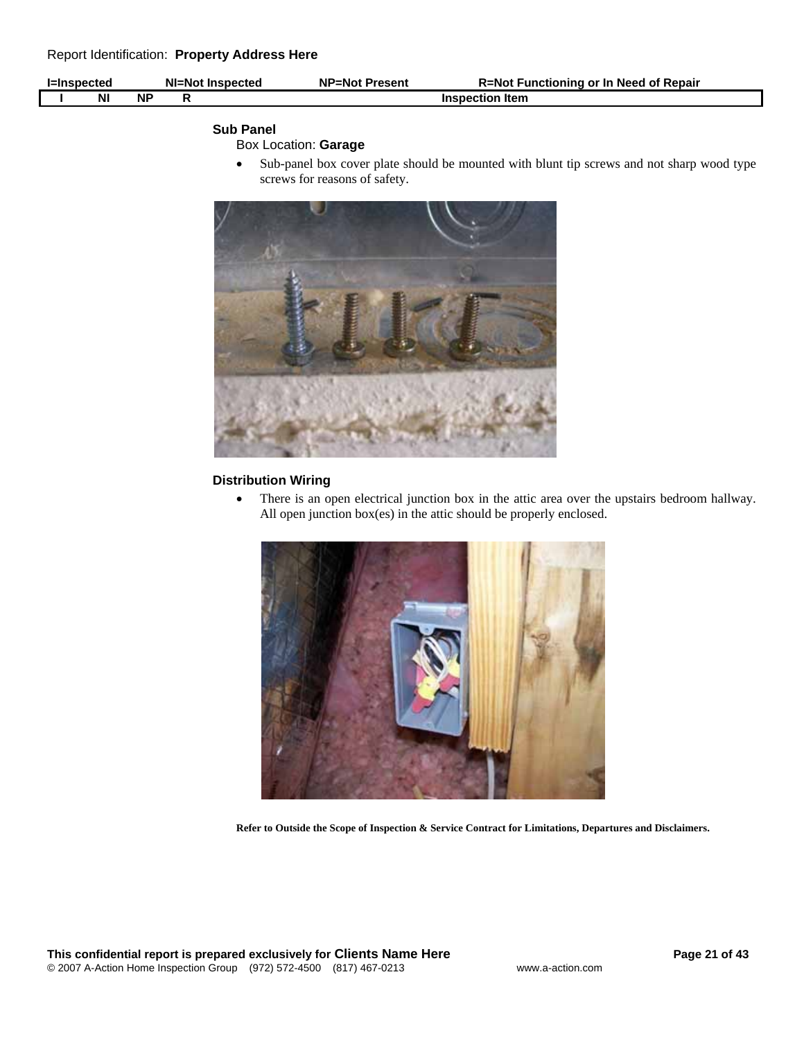| I | NI | NP | R | Inspection Item |
|---|---|---|---|---|

### Sub Panel

Box Location: **Garage**

- Sub-panel box cover plate should be mounted with blunt tip screws and not sharp wood type screws for reasons of safety.

### Distribution Wiring

- There is an open electrical junction box in the attic area over the upstairs bedroom hallway. All open junction box(es) in the attic should be properly enclosed.

**Refer to Outside the Scope of Inspection & Service Contract for Limitations, Departures and Disclaimers.**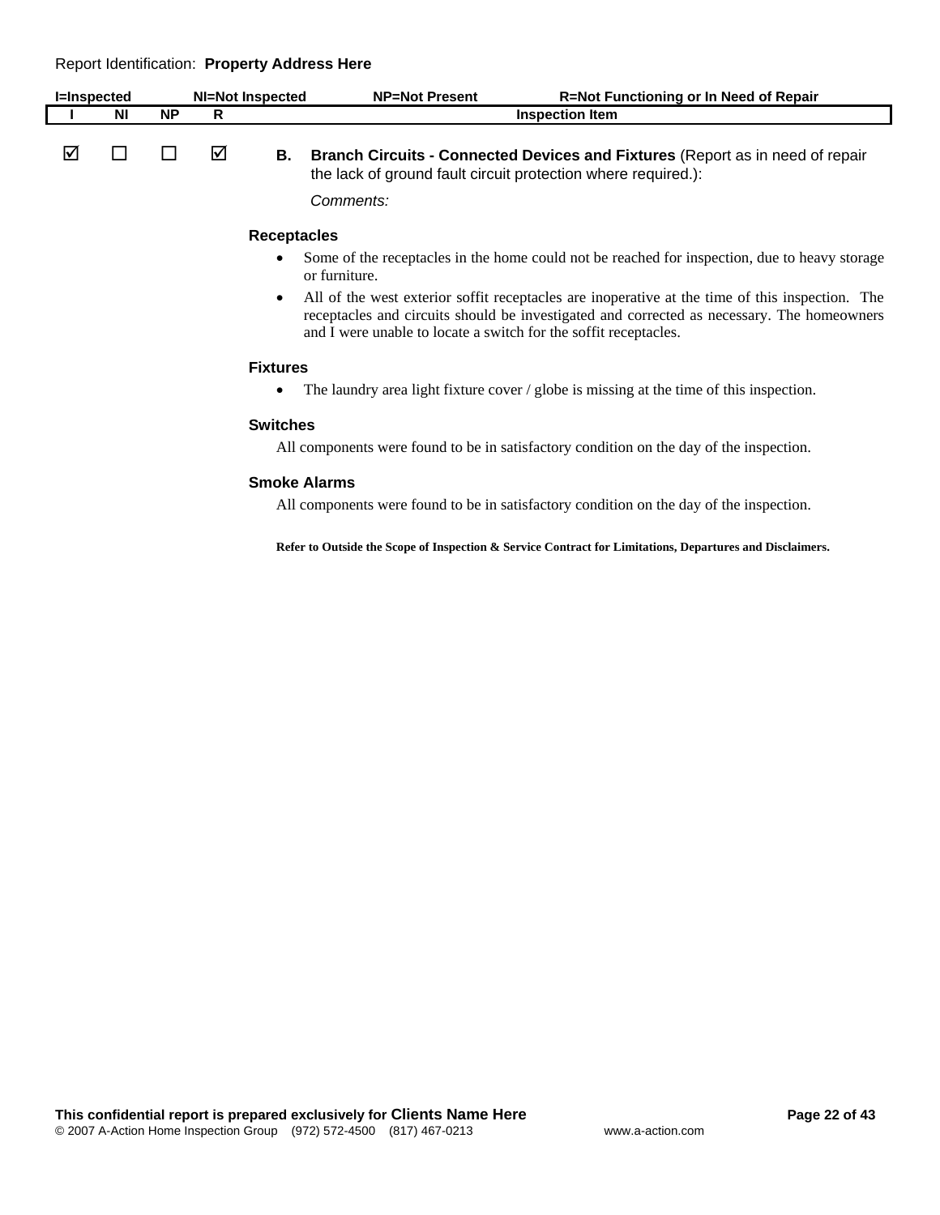Report Identification: **Property Address Here**

| I=Inspected | NI=Not Inspected | NP=Not Present | R=Not Functioning or In Need of Repair | |
|---|---|---|---|---|
| **I** | **NI** | **NP** | **R** | **Inspection Item** |
| ☑ | ☐ | ☐ | ☑ | **B. Branch Circuits - Connected Devices and Fixtures** (Report as in need of repair the lack of ground fault circuit protection where required.): |

*Comments:*

### Receptacles

- Some of the receptacles in the home could not be reached for inspection, due to heavy storage or furniture.
- All of the west exterior soffit receptacles are inoperative at the time of this inspection. The receptacles and circuits should be investigated and corrected as necessary. The homeowners and I were unable to locate a switch for the soffit receptacles.

### Fixtures

- The laundry area light fixture cover / globe is missing at the time of this inspection.

### Switches

All components were found to be in satisfactory condition on the day of the inspection.

### Smoke Alarms

All components were found to be in satisfactory condition on the day of the inspection.

**Refer to Outside the Scope of Inspection & Service Contract for Limitations, Departures and Disclaimers.**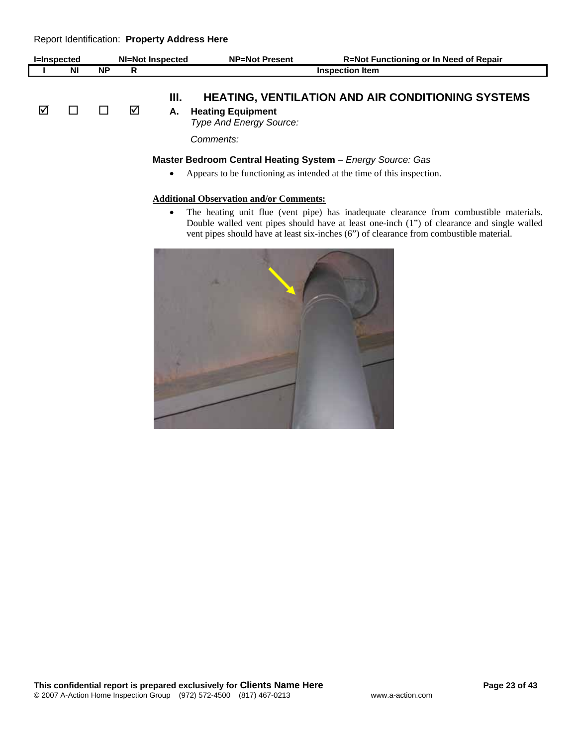Report Identification: **Property Address Here**

| I=Inspected | NI=Not Inspected | NP=Not Present | R=Not Functioning or In Need of Repair | |
|---|---|---|---|---|
| I | NI | NP | R | Inspection Item |
| ☑ | ☐ | ☐ | ☑ | |

## III. HEATING, VENTILATION AND AIR CONDITIONING SYSTEMS

### A. Heating Equipment

*Type And Energy Source:*

*Comments:*

**Master Bedroom Central Heating System** – *Energy Source: Gas*

- Appears to be functioning as intended at the time of this inspection.

**Additional Observation and/or Comments:**

- The heating unit flue (vent pipe) has inadequate clearance from combustible materials. Double walled vent pipes should have at least one-inch (1”) of clearance and single walled vent pipes should have at least six-inches (6”) of clearance from combustible material.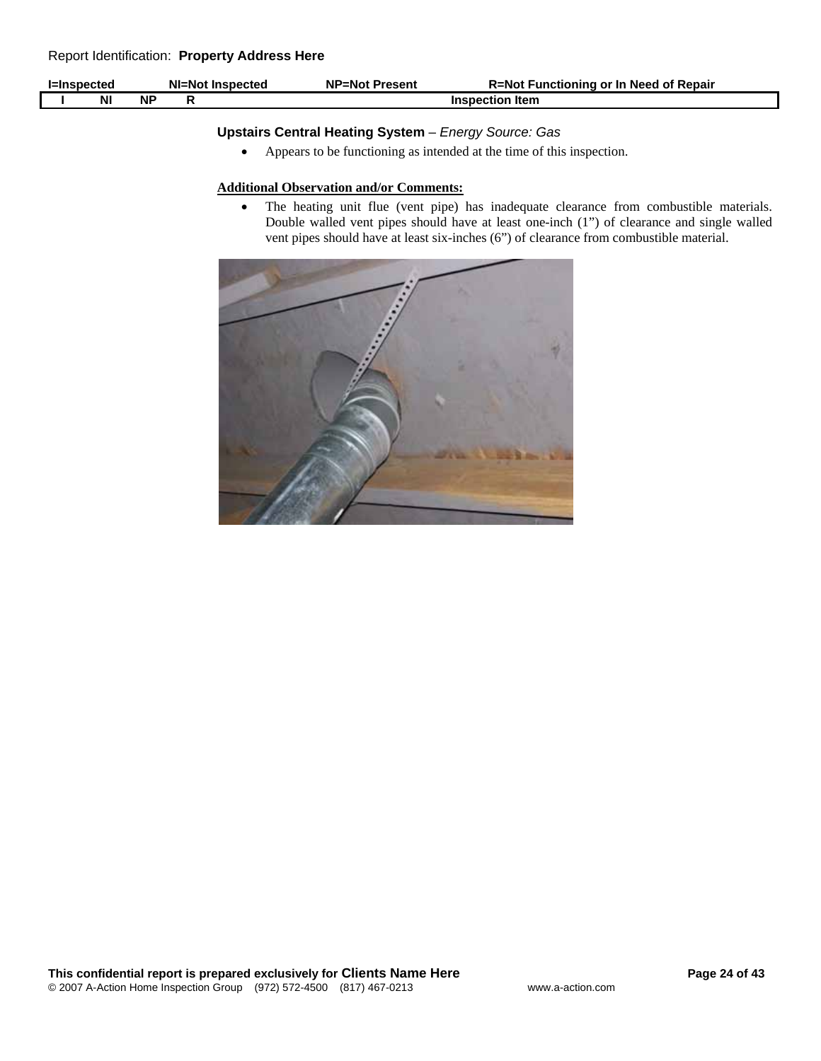Report Identification: **Property Address Here**

| I=Inspected | NI=Not Inspected | NP=Not Present | R=Not Functioning or In Need of Repair |
|---|---|---|---|

| I | NI | NP | R | Inspection Item |
|---|---|---|---|---|

**Upstairs Central Heating System** – *Energy Source: Gas*

- Appears to be functioning as intended at the time of this inspection.

**Additional Observation and/or Comments:**

- The heating unit flue (vent pipe) has inadequate clearance from combustible materials. Double walled vent pipes should have at least one-inch (1”) of clearance and single walled vent pipes should have at least six-inches (6”) of clearance from combustible material.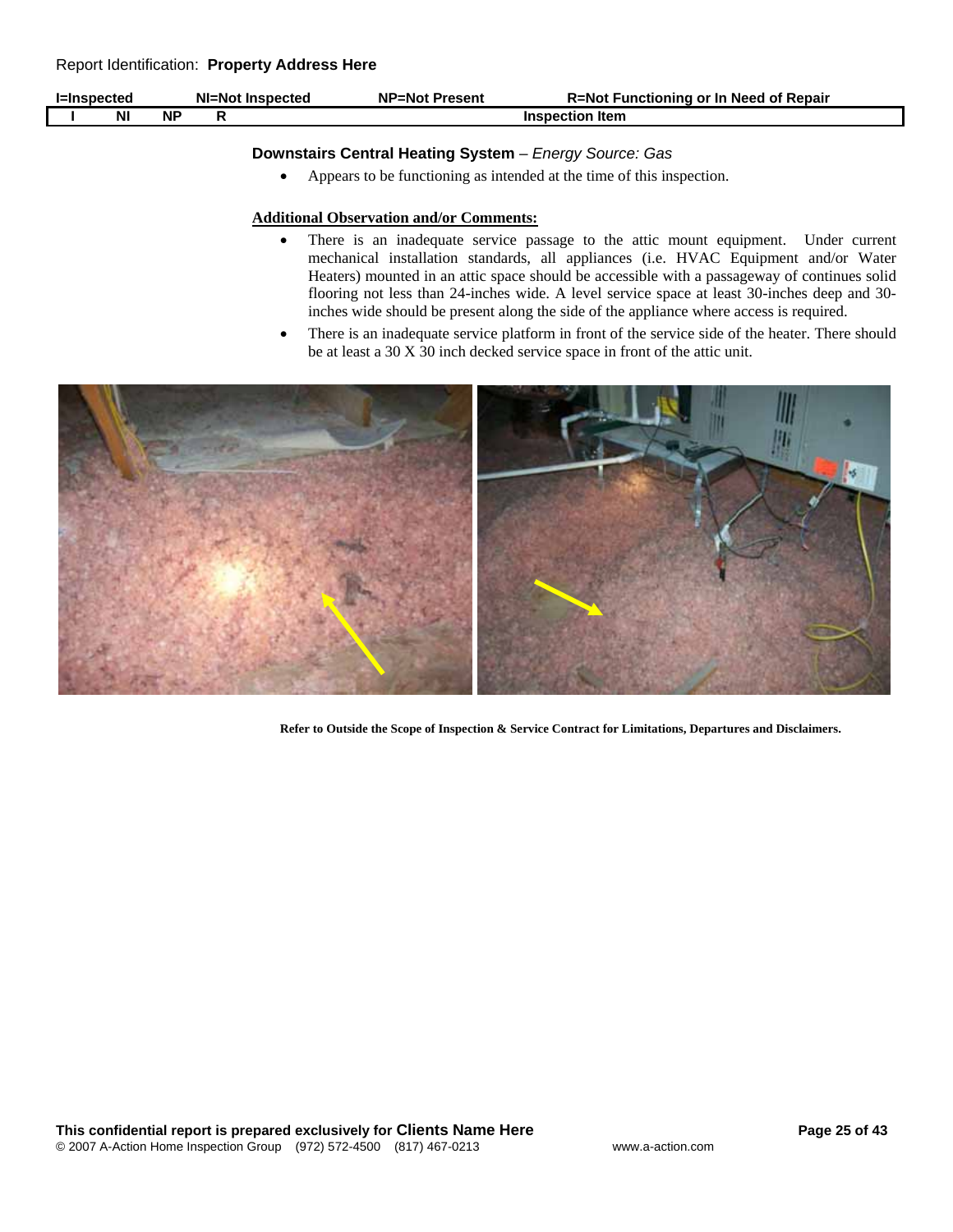Report Identification: **Property Address Here**

| I=Inspected | NI=Not Inspected | NP=Not Present | R=Not Functioning or In Need of Repair |
|---|---|---|---|
| I | NI | NP | R | Inspection Item |

**Downstairs Central Heating System** – *Energy Source: Gas*

- Appears to be functioning as intended at the time of this inspection.

**Additional Observation and/or Comments:**

- There is an inadequate service passage to the attic mount equipment. Under current mechanical installation standards, all appliances (i.e. HVAC Equipment and/or Water Heaters) mounted in an attic space should be accessible with a passageway of continues solid flooring not less than 24-inches wide. A level service space at least 30-inches deep and 30-inches wide should be present along the side of the appliance where access is required.
- There is an inadequate service platform in front of the service side of the heater. There should be at least a 30 X 30 inch decked service space in front of the attic unit.

**Refer to Outside the Scope of Inspection & Service Contract for Limitations, Departures and Disclaimers.**

**This confidential report is prepared exclusively for Clients Name Here**
© 2007 A-Action Home Inspection Group (972) 572-4500 (817) 467-0213 www.a-action.com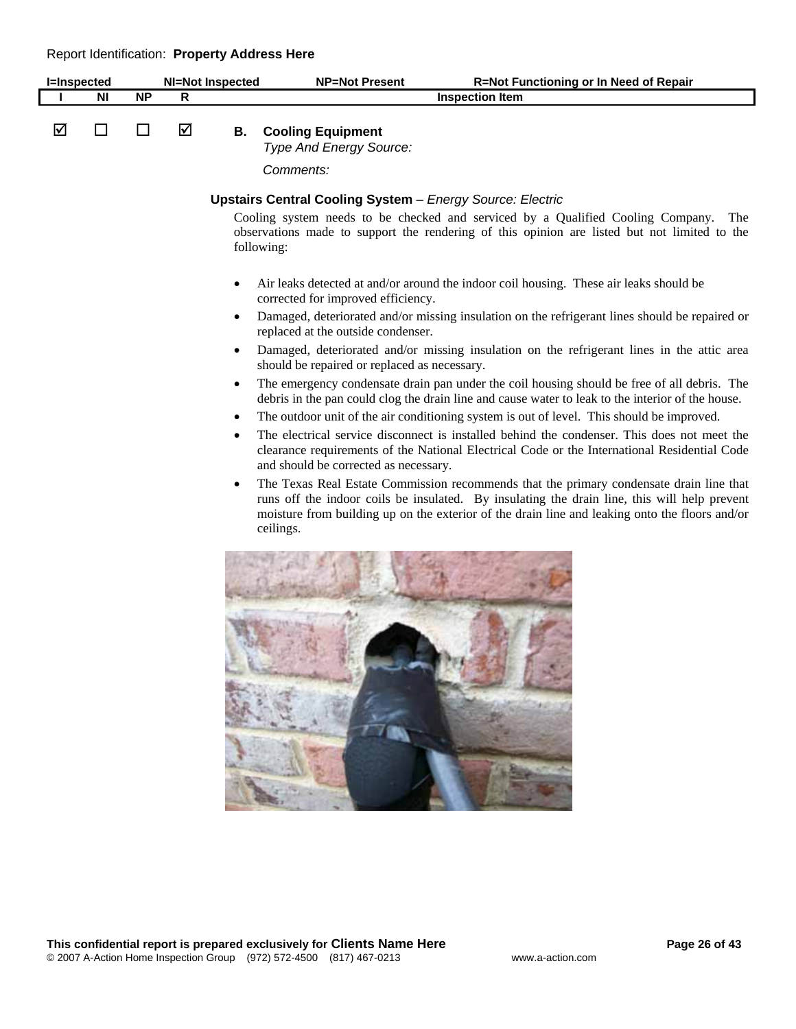Report Identification: **Property Address Here**

| I=Inspected | NI=Not Inspected | NP=Not Present | R=Not Functioning or In Need of Repair | |
|---|---|---|---|---|
| **I** | **NI** | **NP** | **R** | **Inspection Item** |
| ☑ | ☐ | ☐ | ☑ | **B. Cooling Equipment** *Type And Energy Source:* *Comments:* |

**Upstairs Central Cooling System** – *Energy Source: Electric*

Cooling system needs to be checked and serviced by a Qualified Cooling Company. The observations made to support the rendering of this opinion are listed but not limited to the following:

- Air leaks detected at and/or around the indoor coil housing. These air leaks should be corrected for improved efficiency.
- Damaged, deteriorated and/or missing insulation on the refrigerant lines should be repaired or replaced at the outside condenser.
- Damaged, deteriorated and/or missing insulation on the refrigerant lines in the attic area should be repaired or replaced as necessary.
- The emergency condensate drain pan under the coil housing should be free of all debris. The debris in the pan could clog the drain line and cause water to leak to the interior of the house.
- The outdoor unit of the air conditioning system is out of level. This should be improved.
- The electrical service disconnect is installed behind the condenser. This does not meet the clearance requirements of the National Electrical Code or the International Residential Code and should be corrected as necessary.
- The Texas Real Estate Commission recommends that the primary condensate drain line that runs off the indoor coils be insulated. By insulating the drain line, this will help prevent moisture from building up on the exterior of the drain line and leaking onto the floors and/or ceilings.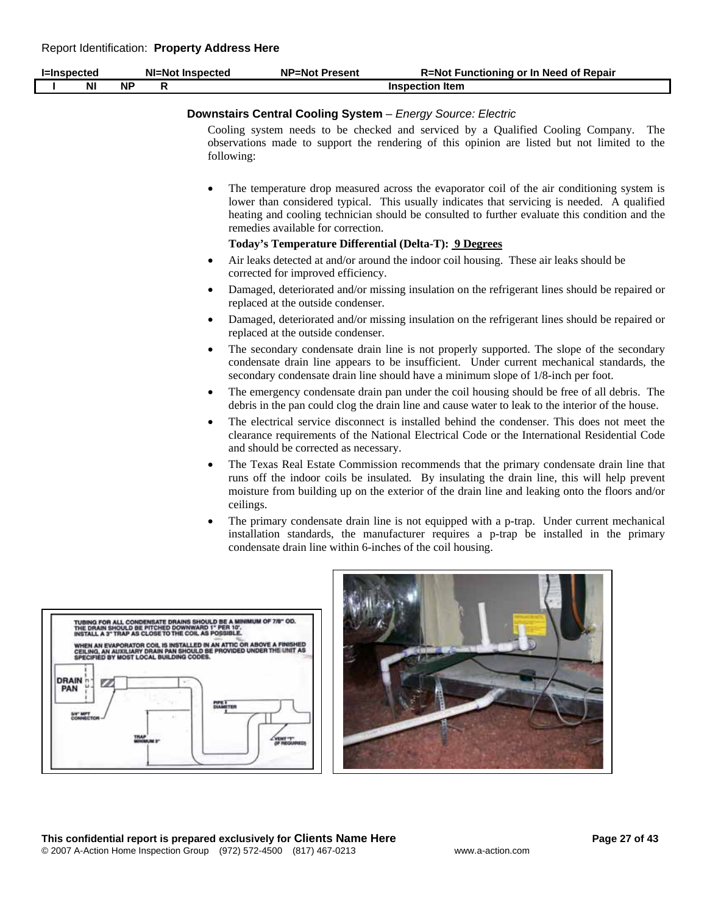Report Identification: **Property Address Here**

| I=Inspected | NI=Not Inspected | NP=Not Present | R=Not Functioning or In Need of Repair |
|---|---|---|---|

| I | NI | NP | R | Inspection Item |
|---|---|---|---|---|

**Downstairs Central Cooling System** – *Energy Source: Electric*

Cooling system needs to be checked and serviced by a Qualified Cooling Company. The observations made to support the rendering of this opinion are listed but not limited to the following:

- The temperature drop measured across the evaporator coil of the air conditioning system is lower than considered typical. This usually indicates that servicing is needed. A qualified heating and cooling technician should be consulted to further evaluate this condition and the remedies available for correction.

  **Today's Temperature Differential (Delta-T): 9 Degrees**
- Air leaks detected at and/or around the indoor coil housing. These air leaks should be corrected for improved efficiency.
- Damaged, deteriorated and/or missing insulation on the refrigerant lines should be repaired or replaced at the outside condenser.
- Damaged, deteriorated and/or missing insulation on the refrigerant lines should be repaired or replaced at the outside condenser.
- The secondary condensate drain line is not properly supported. The slope of the secondary condensate drain line appears to be insufficient. Under current mechanical standards, the secondary condensate drain line should have a minimum slope of 1/8-inch per foot.
- The emergency condensate drain pan under the coil housing should be free of all debris. The debris in the pan could clog the drain line and cause water to leak to the interior of the house.
- The electrical service disconnect is installed behind the condenser. This does not meet the clearance requirements of the National Electrical Code or the International Residential Code and should be corrected as necessary.
- The Texas Real Estate Commission recommends that the primary condensate drain line that runs off the indoor coils be insulated. By insulating the drain line, this will help prevent moisture from building up on the exterior of the drain line and leaking onto the floors and/or ceilings.
- The primary condensate drain line is not equipped with a p-trap. Under current mechanical installation standards, the manufacturer requires a p-trap be installed in the primary condensate drain line within 6-inches of the coil housing.

This confidential report is prepared exclusively for **Clients Name Here**

© 2007 A-Action Home Inspection Group (972) 572-4500 (817) 467-0213 www.a-action.com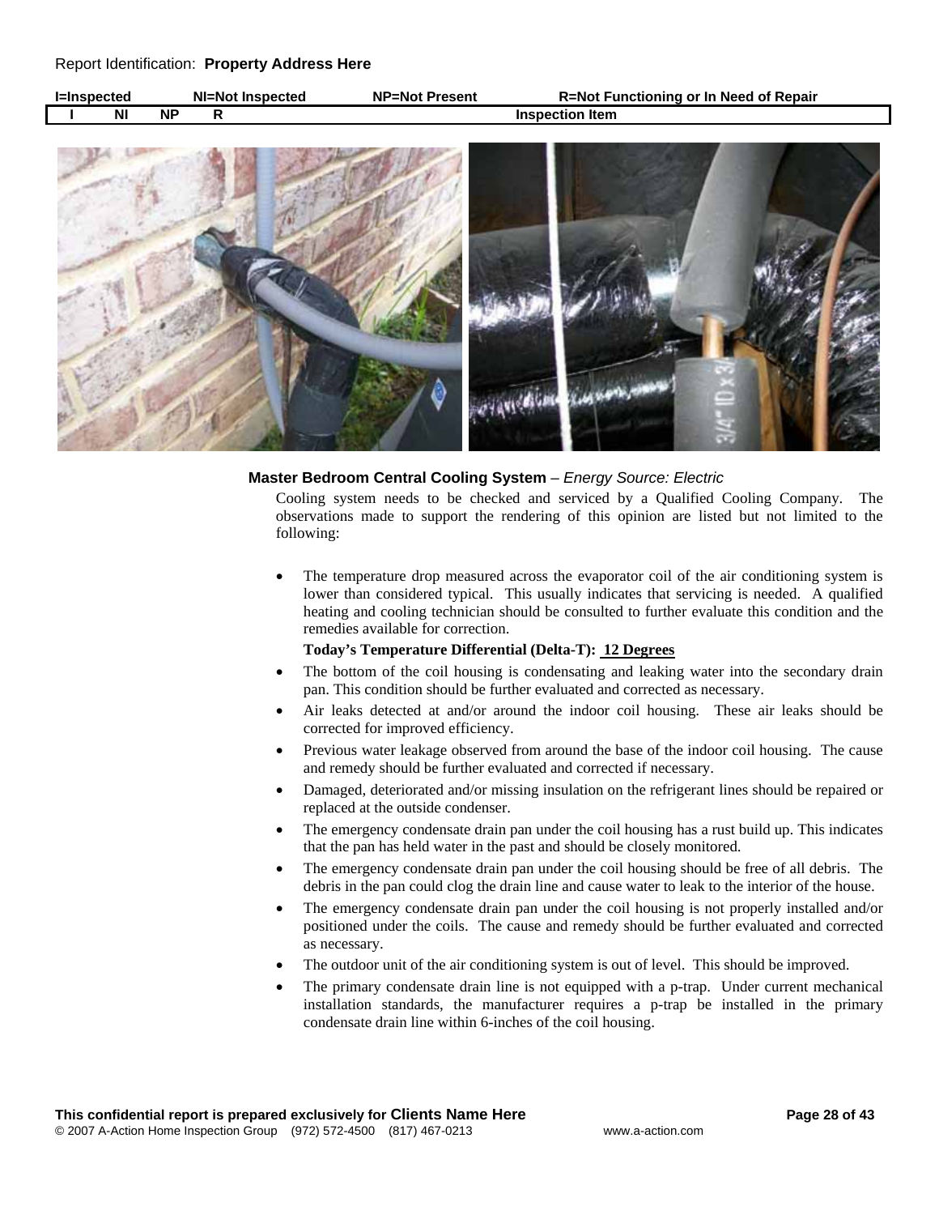Report Identification: **Property Address Here**

| I=Inspected | NI=Not Inspected | NP=Not Present | R=Not Functioning or In Need of Repair |
|---|---|---|---|

| I | NI | NP | R | Inspection Item |
|---|---|---|---|---|

**Master Bedroom Central Cooling System** – *Energy Source: Electric*

Cooling system needs to be checked and serviced by a Qualified Cooling Company. The observations made to support the rendering of this opinion are listed but not limited to the following:

- The temperature drop measured across the evaporator coil of the air conditioning system is lower than considered typical. This usually indicates that servicing is needed. A qualified heating and cooling technician should be consulted to further evaluate this condition and the remedies available for correction.

  **Today's Temperature Differential (Delta-T): 12 Degrees**

- The bottom of the coil housing is condensating and leaking water into the secondary drain pan. This condition should be further evaluated and corrected as necessary.
- Air leaks detected at and/or around the indoor coil housing. These air leaks should be corrected for improved efficiency.
- Previous water leakage observed from around the base of the indoor coil housing. The cause and remedy should be further evaluated and corrected if necessary.
- Damaged, deteriorated and/or missing insulation on the refrigerant lines should be repaired or replaced at the outside condenser.
- The emergency condensate drain pan under the coil housing has a rust build up. This indicates that the pan has held water in the past and should be closely monitored.
- The emergency condensate drain pan under the coil housing should be free of all debris. The debris in the pan could clog the drain line and cause water to leak to the interior of the house.
- The emergency condensate drain pan under the coil housing is not properly installed and/or positioned under the coils. The cause and remedy should be further evaluated and corrected as necessary.
- The outdoor unit of the air conditioning system is out of level. This should be improved.
- The primary condensate drain line is not equipped with a p-trap. Under current mechanical installation standards, the manufacturer requires a p-trap be installed in the primary condensate drain line within 6-inches of the coil housing.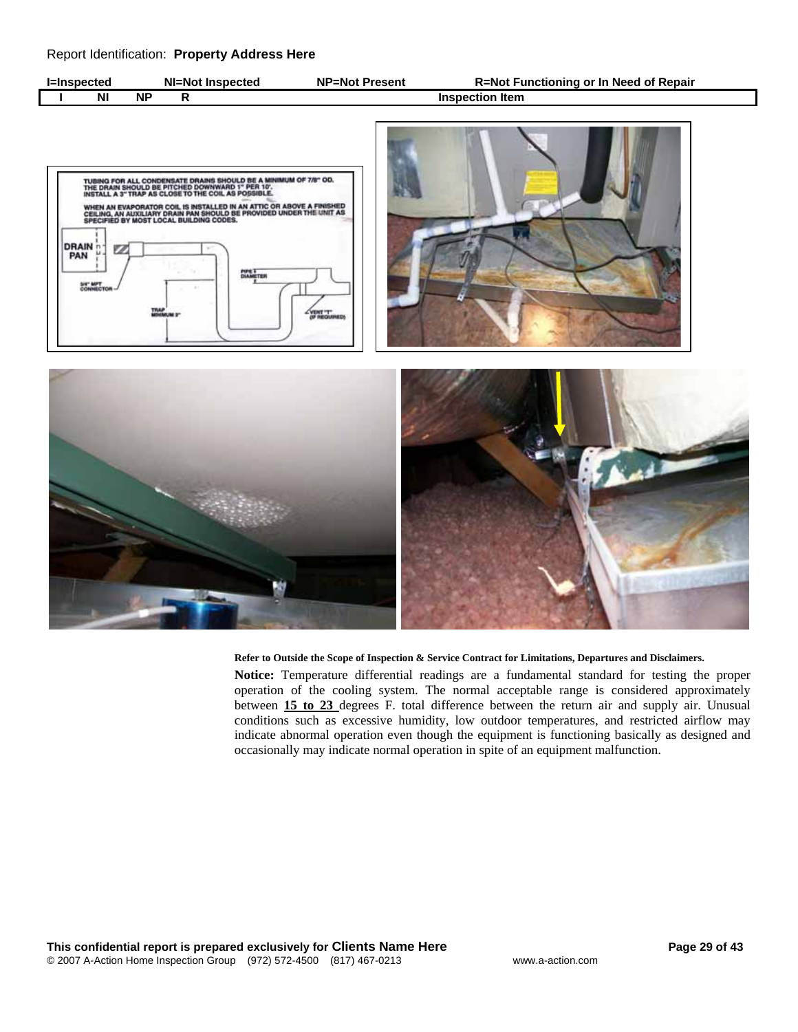Report Identification: **Property Address Here**

| I=Inspected | NI=Not Inspected | NP=Not Present | R=Not Functioning or In Need of Repair |
|---|---|---|---|

| I | NI | NP | R | Inspection Item |
|---|---|---|---|---|

**Refer to Outside the Scope of Inspection & Service Contract for Limitations, Departures and Disclaimers.**

**Notice:** Temperature differential readings are a fundamental standard for testing the proper operation of the cooling system. The normal acceptable range is considered approximately between **15 to 23** degrees F. total difference between the return air and supply air. Unusual conditions such as excessive humidity, low outdoor temperatures, and restricted airflow may indicate abnormal operation even though the equipment is functioning basically as designed and occasionally may indicate normal operation in spite of an equipment malfunction.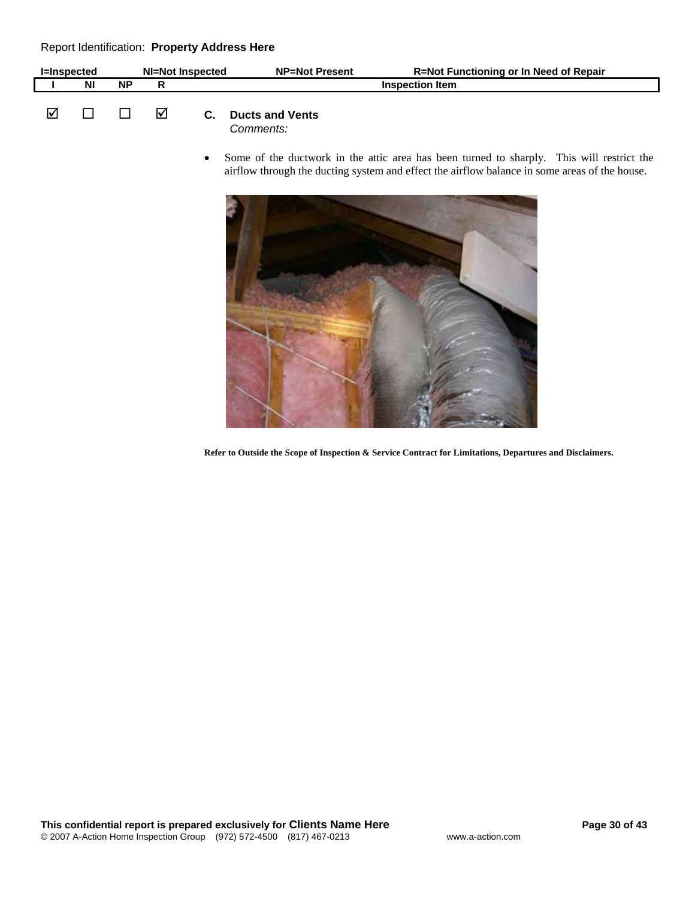Report Identification: **Property Address Here**

**I=Inspected** **NI=Not Inspected** **NP=Not Present** **R=Not Functioning or In Need of Repair**

| I | NI | NP | R | Inspection Item |
|---|---|---|---|---|
| ☑ | ☐ | ☐ | ☑ | **C. Ducts and Vents** |

*Comments:*

- Some of the ductwork in the attic area has been turned to sharply. This will restrict the airflow through the ducting system and effect the airflow balance in some areas of the house.

**Refer to Outside the Scope of Inspection & Service Contract for Limitations, Departures and Disclaimers.**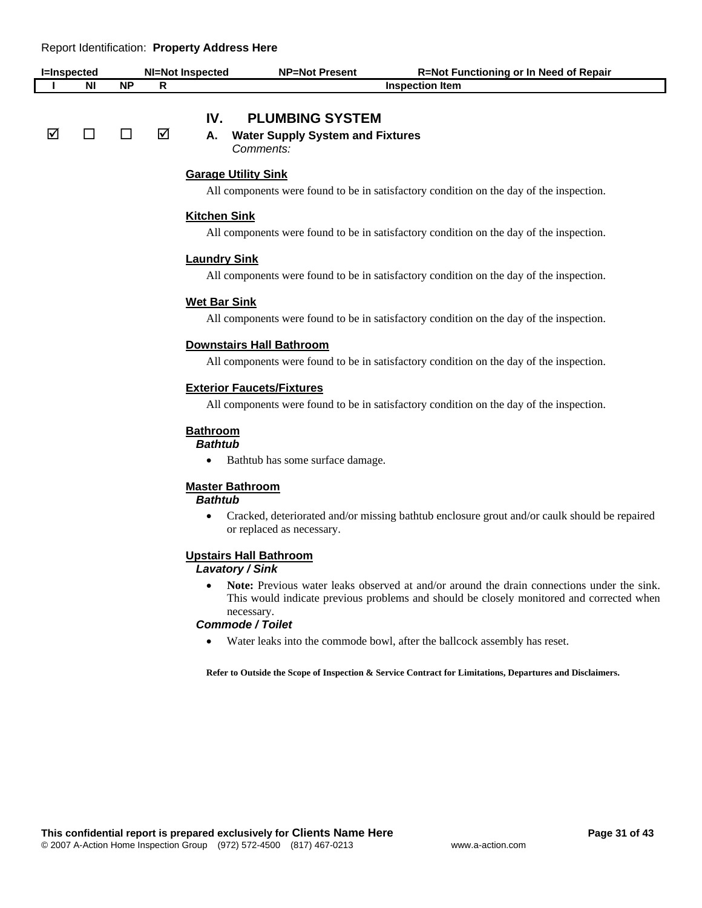Report Identification: **Property Address Here**

| I=Inspected | NI=Not Inspected | NP=Not Present | R=Not Functioning or In Need of Repair |
|---|---|---|---|

| I | NI | NP | R | Inspection Item |
|---|---|---|---|---|
| ☑ | ☐ | ☐ | ☑ | **IV. PLUMBING SYSTEM** <br> **A. Water Supply System and Fixtures** |

## IV. PLUMBING SYSTEM

### A. Water Supply System and Fixtures

*Comments:*

**Garage Utility Sink**

All components were found to be in satisfactory condition on the day of the inspection.

**Kitchen Sink**

All components were found to be in satisfactory condition on the day of the inspection.

**Laundry Sink**

All components were found to be in satisfactory condition on the day of the inspection.

**Wet Bar Sink**

All components were found to be in satisfactory condition on the day of the inspection.

**Downstairs Hall Bathroom**

All components were found to be in satisfactory condition on the day of the inspection.

**Exterior Faucets/Fixtures**

All components were found to be in satisfactory condition on the day of the inspection.

**Bathroom**

***Bathtub***

- Bathtub has some surface damage.

**Master Bathroom**

***Bathtub***

- Cracked, deteriorated and/or missing bathtub enclosure grout and/or caulk should be repaired or replaced as necessary.

**Upstairs Hall Bathroom**

***Lavatory / Sink***

- **Note:** Previous water leaks observed at and/or around the drain connections under the sink. This would indicate previous problems and should be closely monitored and corrected when necessary.

***Commode / Toilet***

- Water leaks into the commode bowl, after the ballcock assembly has reset.

**Refer to Outside the Scope of Inspection & Service Contract for Limitations, Departures and Disclaimers.**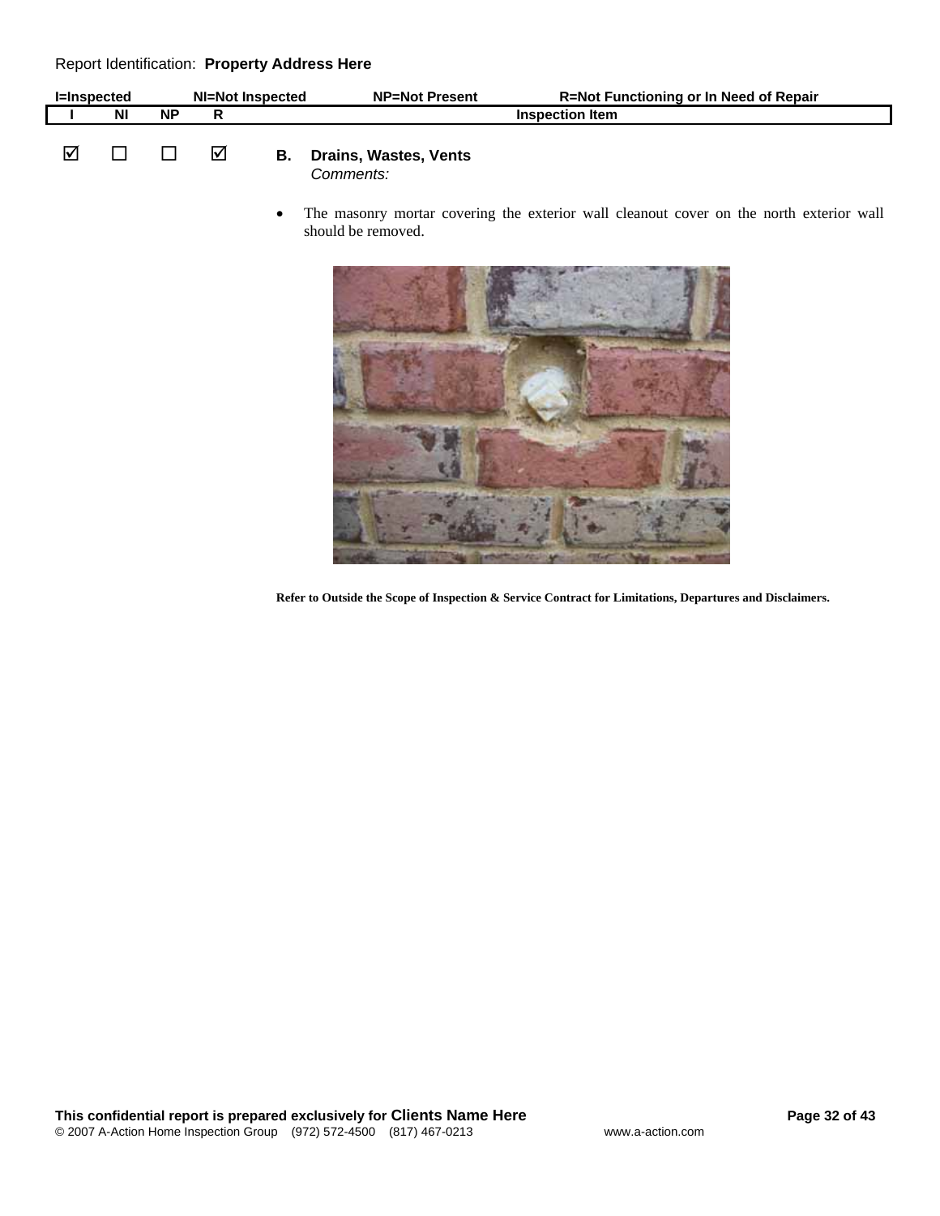Report Identification: **Property Address Here**

| I=Inspected | NI=Not Inspected | NP=Not Present | R=Not Functioning or In Need of Repair | |
|---|---|---|---|---|
| **I** | **NI** | **NP** | **R** | **Inspection Item** |
| ☑ | ☐ | ☐ | ☑ | **B. Drains, Wastes, Vents** |

*Comments:*

- The masonry mortar covering the exterior wall cleanout cover on the north exterior wall should be removed.

**Refer to Outside the Scope of Inspection & Service Contract for Limitations, Departures and Disclaimers.**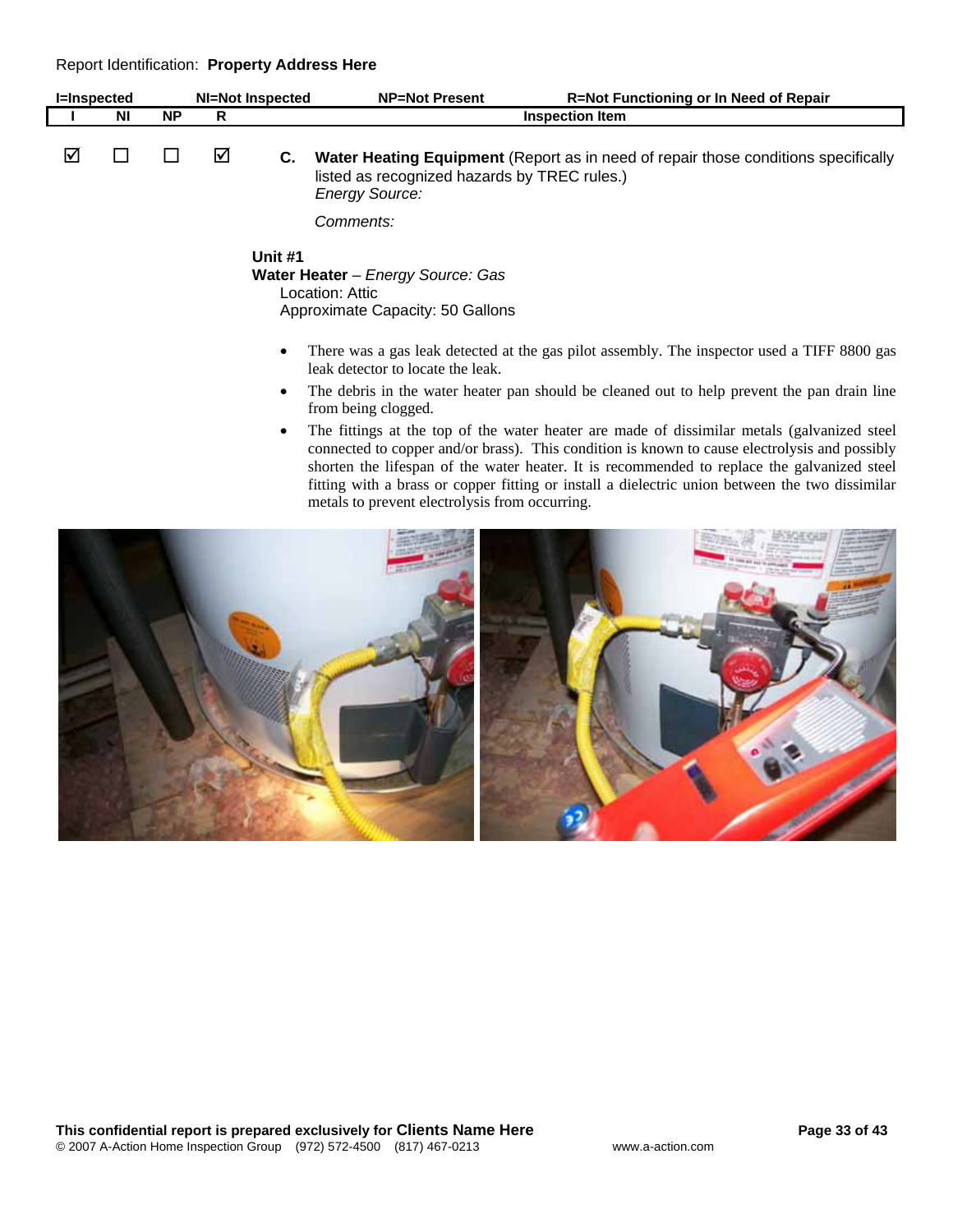Report Identification: **Property Address Here**

| I=Inspected | NI=Not Inspected | NP=Not Present | R=Not Functioning or In Need of Repair | |
|---|---|---|---|---|
| **I** | **NI** | **NP** | **R** | **Inspection Item** |
| ☑ | ☐ | ☐ | ☑ | **C. Water Heating Equipment** (Report as in need of repair those conditions specifically listed as recognized hazards by TREC rules.) *Energy Source:* *Comments:* |

**Unit #1**
**Water Heater** – *Energy Source: Gas*
Location: Attic
Approximate Capacity: 50 Gallons

- There was a gas leak detected at the gas pilot assembly. The inspector used a TIFF 8800 gas leak detector to locate the leak.
- The debris in the water heater pan should be cleaned out to help prevent the pan drain line from being clogged.
- The fittings at the top of the water heater are made of dissimilar metals (galvanized steel connected to copper and/or brass). This condition is known to cause electrolysis and possibly shorten the lifespan of the water heater. It is recommended to replace the galvanized steel fitting with a brass or copper fitting or install a dielectric union between the two dissimilar metals to prevent electrolysis from occurring.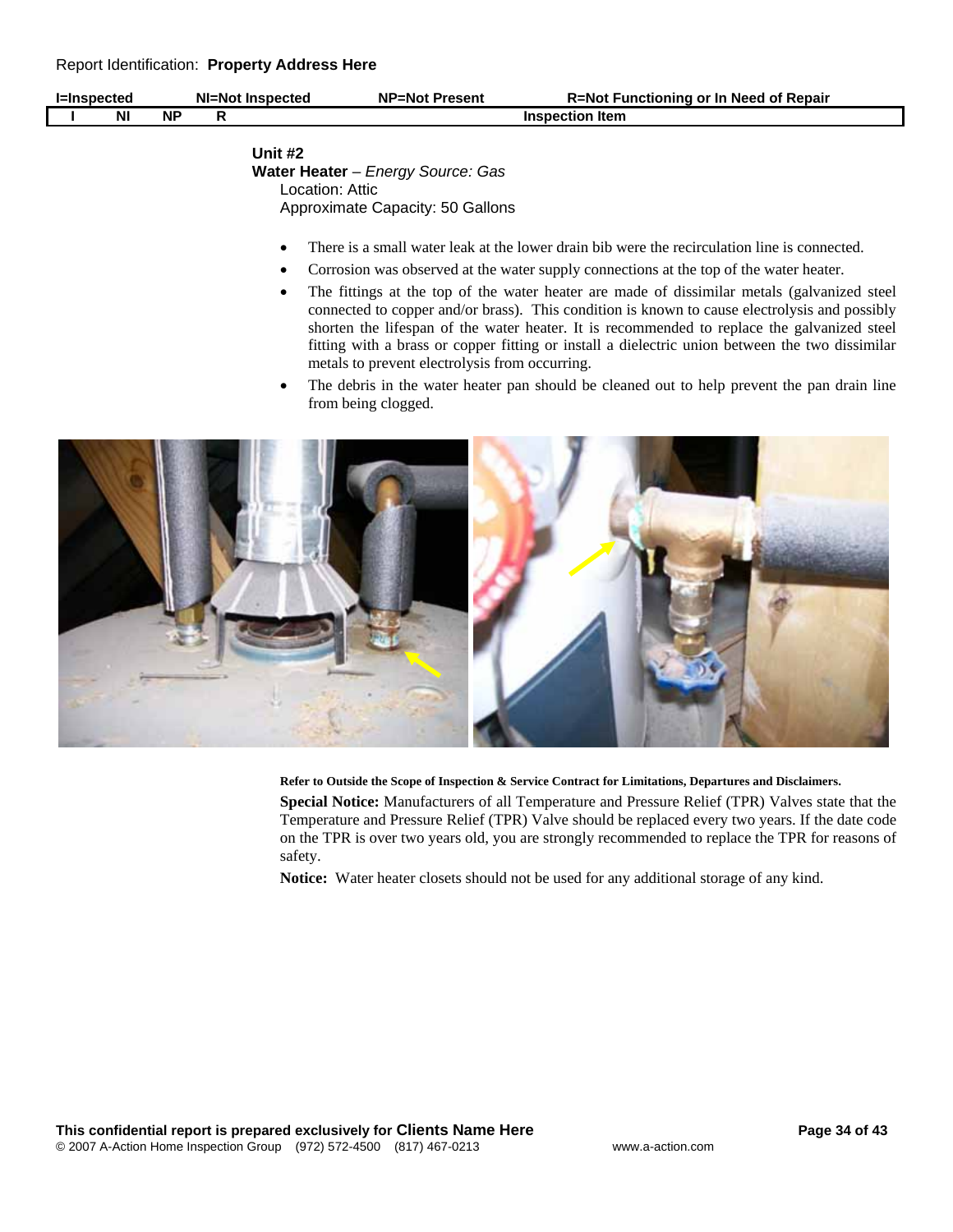Report Identification: **Property Address Here**

| I=Inspected | NI=Not Inspected | NP=Not Present | R=Not Functioning or In Need of Repair |
|---|---|---|---|
| I | NI | NP | R | Inspection Item |

**Unit #2**

**Water Heater** – *Energy Source: Gas*

Location: Attic

Approximate Capacity: 50 Gallons

- There is a small water leak at the lower drain bib were the recirculation line is connected.
- Corrosion was observed at the water supply connections at the top of the water heater.
- The fittings at the top of the water heater are made of dissimilar metals (galvanized steel connected to copper and/or brass). This condition is known to cause electrolysis and possibly shorten the lifespan of the water heater. It is recommended to replace the galvanized steel fitting with a brass or copper fitting or install a dielectric union between the two dissimilar metals to prevent electrolysis from occurring.
- The debris in the water heater pan should be cleaned out to help prevent the pan drain line from being clogged.

**Refer to Outside the Scope of Inspection & Service Contract for Limitations, Departures and Disclaimers.**

**Special Notice:** Manufacturers of all Temperature and Pressure Relief (TPR) Valves state that the Temperature and Pressure Relief (TPR) Valve should be replaced every two years. If the date code on the TPR is over two years old, you are strongly recommended to replace the TPR for reasons of safety.

**Notice:** Water heater closets should not be used for any additional storage of any kind.

**This confidential report is prepared exclusively for Clients Name Here**

© 2007 A-Action Home Inspection Group (972) 572-4500 (817) 467-0213 www.a-action.com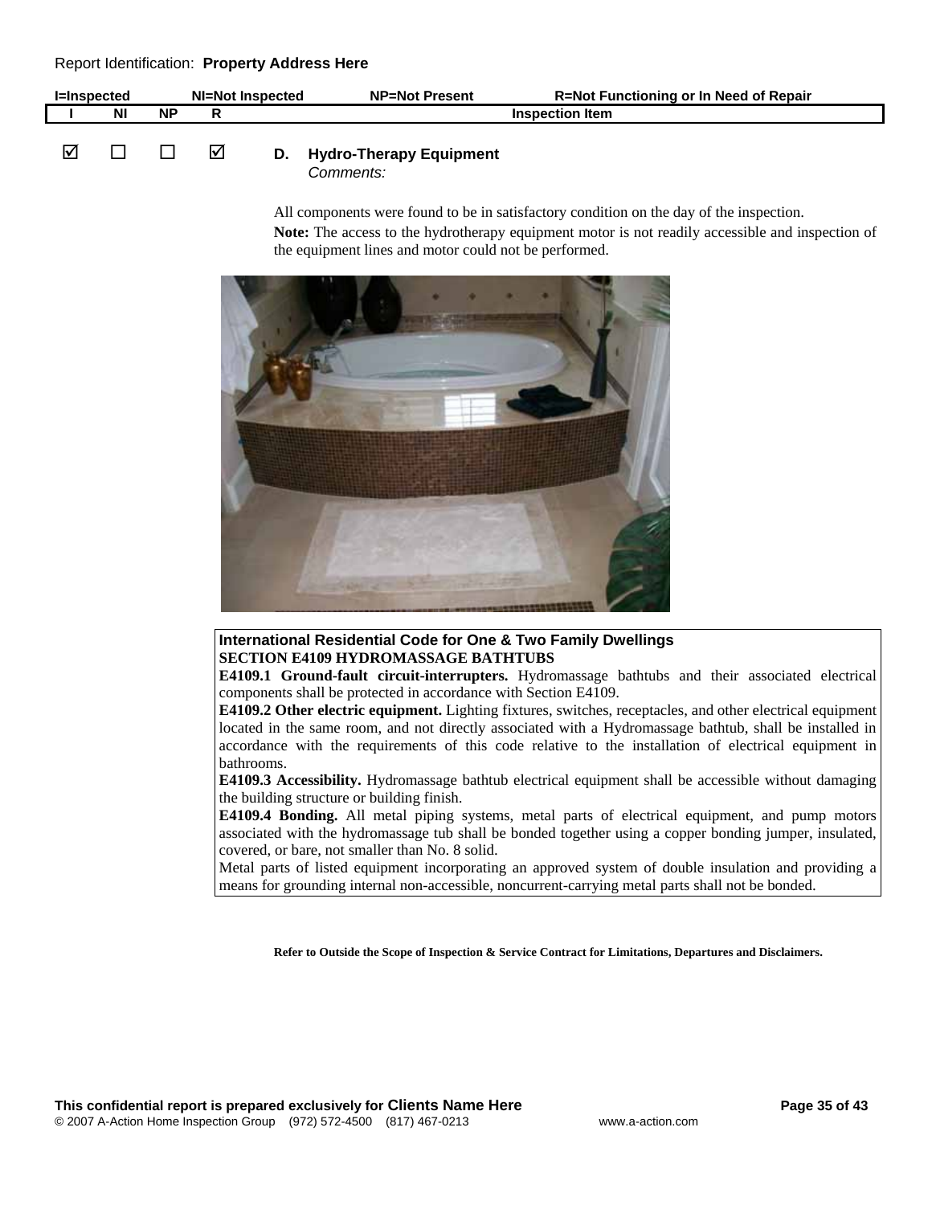Report Identification: **Property Address Here**

| I=Inspected | NI=Not Inspected | NP=Not Present | R=Not Functioning or In Need of Repair |
|---|---|---|---|

| I | NI | NP | R | Inspection Item |
|---|---|---|---|---|
| ☑ | ☐ | ☐ | ☑ | **D. Hydro-Therapy Equipment** |

*Comments:*

All components were found to be in satisfactory condition on the day of the inspection.

**Note:** The access to the hydrotherapy equipment motor is not readily accessible and inspection of the equipment lines and motor could not be performed.

**International Residential Code for One & Two Family Dwellings**

**SECTION E4109 HYDROMASSAGE BATHTUBS**

**E4109.1 Ground-fault circuit-interrupters.** Hydromassage bathtubs and their associated electrical components shall be protected in accordance with Section E4109.

**E4109.2 Other electric equipment.** Lighting fixtures, switches, receptacles, and other electrical equipment located in the same room, and not directly associated with a Hydromassage bathtub, shall be installed in accordance with the requirements of this code relative to the installation of electrical equipment in bathrooms.

**E4109.3 Accessibility.** Hydromassage bathtub electrical equipment shall be accessible without damaging the building structure or building finish.

**E4109.4 Bonding.** All metal piping systems, metal parts of electrical equipment, and pump motors associated with the hydromassage tub shall be bonded together using a copper bonding jumper, insulated, covered, or bare, not smaller than No. 8 solid.

Metal parts of listed equipment incorporating an approved system of double insulation and providing a means for grounding internal non-accessible, noncurrent-carrying metal parts shall not be bonded.

**Refer to Outside the Scope of Inspection & Service Contract for Limitations, Departures and Disclaimers.**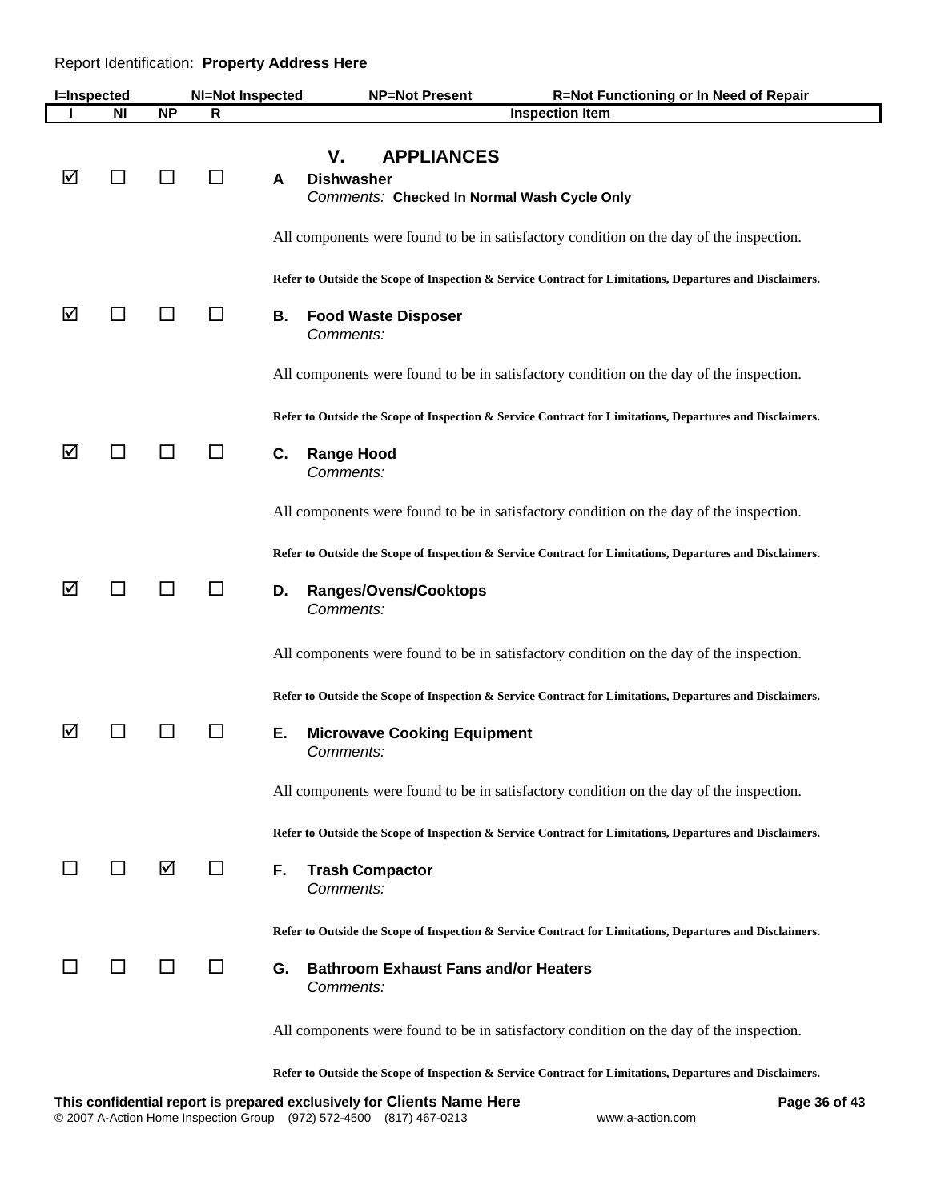Report Identification: **Property Address Here**

**I=Inspected NI=Not Inspected NP=Not Present R=Not Functioning or In Need of Repair**

| I | NI | NP | R | Inspection Item |
|---|---|---|---|---|

## V. APPLIANCES

| I | NI | NP | R | Inspection Item |
|---|---|---|---|---|
| ☑ | ☐ | ☐ | ☐ | **A Dishwasher** |

*Comments:* **Checked In Normal Wash Cycle Only**

All components were found to be in satisfactory condition on the day of the inspection.

**Refer to Outside the Scope of Inspection & Service Contract for Limitations, Departures and Disclaimers.**

| I | NI | NP | R | Inspection Item |
|---|---|---|---|---|
| ☑ | ☐ | ☐ | ☐ | **B. Food Waste Disposer** |

*Comments:*

All components were found to be in satisfactory condition on the day of the inspection.

**Refer to Outside the Scope of Inspection & Service Contract for Limitations, Departures and Disclaimers.**

| I | NI | NP | R | Inspection Item |
|---|---|---|---|---|
| ☑ | ☐ | ☐ | ☐ | **C. Range Hood** |

*Comments:*

All components were found to be in satisfactory condition on the day of the inspection.

**Refer to Outside the Scope of Inspection & Service Contract for Limitations, Departures and Disclaimers.**

| I | NI | NP | R | Inspection Item |
|---|---|---|---|---|
| ☑ | ☐ | ☐ | ☐ | **D. Ranges/Ovens/Cooktops** |

*Comments:*

All components were found to be in satisfactory condition on the day of the inspection.

**Refer to Outside the Scope of Inspection & Service Contract for Limitations, Departures and Disclaimers.**

| I | NI | NP | R | Inspection Item |
|---|---|---|---|---|
| ☑ | ☐ | ☐ | ☐ | **E. Microwave Cooking Equipment** |

*Comments:*

All components were found to be in satisfactory condition on the day of the inspection.

**Refer to Outside the Scope of Inspection & Service Contract for Limitations, Departures and Disclaimers.**

| I | NI | NP | R | Inspection Item |
|---|---|---|---|---|
| ☐ | ☐ | ☑ | ☐ | **F. Trash Compactor** |

*Comments:*

**Refer to Outside the Scope of Inspection & Service Contract for Limitations, Departures and Disclaimers.**

| I | NI | NP | R | Inspection Item |
|---|---|---|---|---|
| ☐ | ☐ | ☐ | ☐ | **G. Bathroom Exhaust Fans and/or Heaters** |

*Comments:*

All components were found to be in satisfactory condition on the day of the inspection.

**Refer to Outside the Scope of Inspection & Service Contract for Limitations, Departures and Disclaimers.**

**This confidential report is prepared exclusively for Clients Name Here**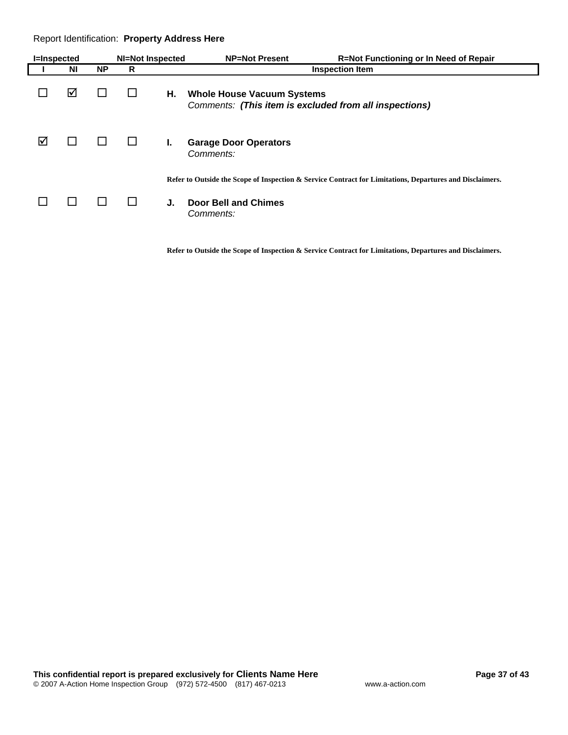Report Identification: **Property Address Here**

**I=Inspected** **NI=Not Inspected** **NP=Not Present** **R=Not Functioning or In Need of Repair**

| I | NI | NP | R | Inspection Item |
|---|---|---|---|---|
| ☐ | ☑ | ☐ | ☐ | **H. Whole House Vacuum Systems**<br>*Comments:* ***(This item is excluded from all inspections)*** |
| ☑ | ☐ | ☐ | ☐ | **I. Garage Door Operators**<br>*Comments:* |

**Refer to Outside the Scope of Inspection & Service Contract for Limitations, Departures and Disclaimers.**

| I | NI | NP | R | Inspection Item |
|---|---|---|---|---|
| ☐ | ☐ | ☐ | ☐ | **J. Door Bell and Chimes**<br>*Comments:* |

**Refer to Outside the Scope of Inspection & Service Contract for Limitations, Departures and Disclaimers.**

**This confidential report is prepared exclusively for Clients Name Here**

© 2007 A-Action Home Inspection Group (972) 572-4500 (817) 467-0213 www.a-action.com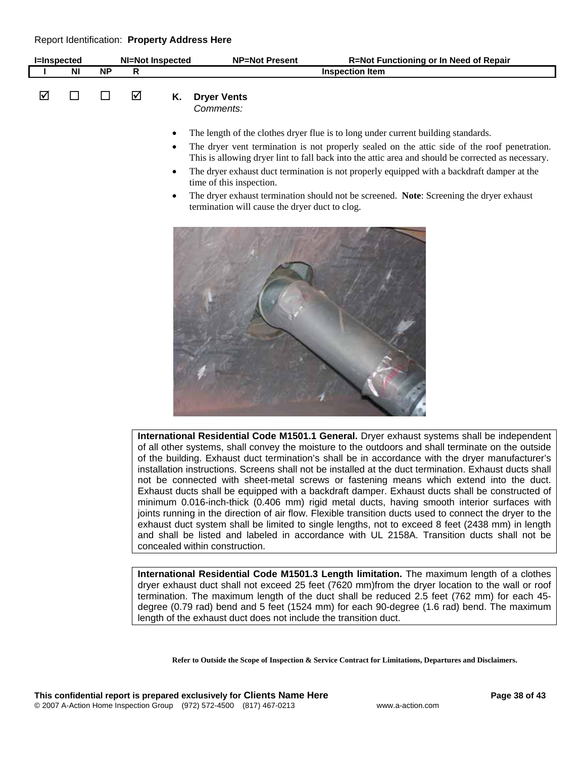Report Identification: **Property Address Here**

| I=Inspected | NI=Not Inspected | NP=Not Present | R=Not Functioning or In Need of Repair | |
|---|---|---|---|---|
| **I** | **NI** | **NP** | **R** | **Inspection Item** |
| ☑ | ☐ | ☐ | ☑ | **K. Dryer Vents** |

*Comments:*

- The length of the clothes dryer flue is to long under current building standards.
- The dryer vent termination is not properly sealed on the attic side of the roof penetration. This is allowing dryer lint to fall back into the attic area and should be corrected as necessary.
- The dryer exhaust duct termination is not properly equipped with a backdraft damper at the time of this inspection.
- The dryer exhaust termination should not be screened. **Note**: Screening the dryer exhaust termination will cause the dryer duct to clog.

**International Residential Code M1501.1 General.** Dryer exhaust systems shall be independent of all other systems, shall convey the moisture to the outdoors and shall terminate on the outside of the building. Exhaust duct termination's shall be in accordance with the dryer manufacturer's installation instructions. Screens shall not be installed at the duct termination. Exhaust ducts shall not be connected with sheet-metal screws or fastening means which extend into the duct. Exhaust ducts shall be equipped with a backdraft damper. Exhaust ducts shall be constructed of minimum 0.016-inch-thick (0.406 mm) rigid metal ducts, having smooth interior surfaces with joints running in the direction of air flow. Flexible transition ducts used to connect the dryer to the exhaust duct system shall be limited to single lengths, not to exceed 8 feet (2438 mm) in length and shall be listed and labeled in accordance with UL 2158A. Transition ducts shall not be concealed within construction.

**International Residential Code M1501.3 Length limitation.** The maximum length of a clothes dryer exhaust duct shall not exceed 25 feet (7620 mm)from the dryer location to the wall or roof termination. The maximum length of the duct shall be reduced 2.5 feet (762 mm) for each 45-degree (0.79 rad) bend and 5 feet (1524 mm) for each 90-degree (1.6 rad) bend. The maximum length of the exhaust duct does not include the transition duct.

**Refer to Outside the Scope of Inspection & Service Contract for Limitations, Departures and Disclaimers.**

**This confidential report is prepared exclusively for Clients Name Here**

© 2007 A-Action Home Inspection Group (972) 572-4500 (817) 467-0213 www.a-action.com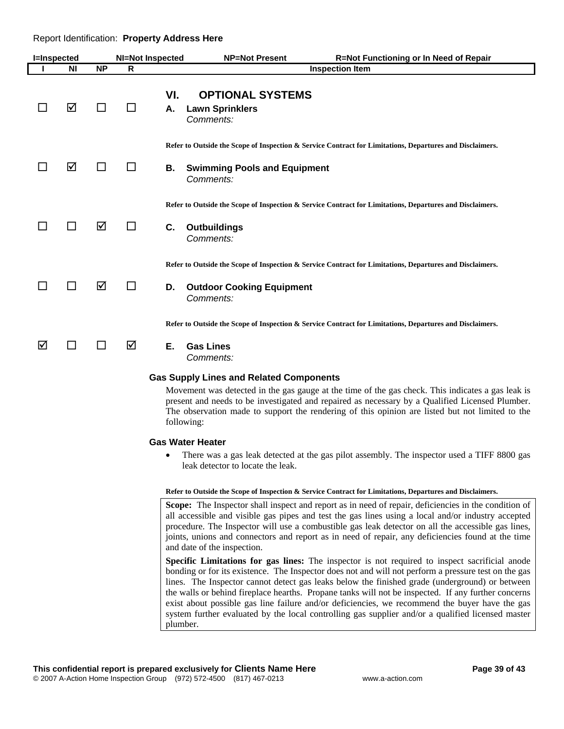Report Identification: **Property Address Here**

| I=Inspected | NI=Not Inspected | NP=Not Present | R=Not Functioning or In Need of Repair | |
|---|---|---|---|---|
| **I** | **NI** | **NP** | **R** | **Inspection Item** |

## VI. OPTIONAL SYSTEMS

| I | NI | NP | R | Inspection Item |
|---|---|---|---|---|
| ☐ | ☑ | ☐ | ☐ | **A. Lawn Sprinklers** |

*Comments:*

**Refer to Outside the Scope of Inspection & Service Contract for Limitations, Departures and Disclaimers.**

| I | NI | NP | R | Inspection Item |
|---|---|---|---|---|
| ☐ | ☑ | ☐ | ☐ | **B. Swimming Pools and Equipment** |

*Comments:*

**Refer to Outside the Scope of Inspection & Service Contract for Limitations, Departures and Disclaimers.**

| I | NI | NP | R | Inspection Item |
|---|---|---|---|---|
| ☐ | ☐ | ☑ | ☐ | **C. Outbuildings** |

*Comments:*

**Refer to Outside the Scope of Inspection & Service Contract for Limitations, Departures and Disclaimers.**

| I | NI | NP | R | Inspection Item |
|---|---|---|---|---|
| ☐ | ☐ | ☑ | ☐ | **D. Outdoor Cooking Equipment** |

*Comments:*

**Refer to Outside the Scope of Inspection & Service Contract for Limitations, Departures and Disclaimers.**

| I | NI | NP | R | Inspection Item |
|---|---|---|---|---|
| ☑ | ☐ | ☐ | ☑ | **E. Gas Lines** |

*Comments:*

### Gas Supply Lines and Related Components

Movement was detected in the gas gauge at the time of the gas check. This indicates a gas leak is present and needs to be investigated and repaired as necessary by a Qualified Licensed Plumber. The observation made to support the rendering of this opinion are listed but not limited to the following:

### Gas Water Heater

- There was a gas leak detected at the gas pilot assembly. The inspector used a TIFF 8800 gas leak detector to locate the leak.

**Refer to Outside the Scope of Inspection & Service Contract for Limitations, Departures and Disclaimers.**

**Scope:** The Inspector shall inspect and report as in need of repair, deficiencies in the condition of all accessible and visible gas pipes and test the gas lines using a local and/or industry accepted procedure. The Inspector will use a combustible gas leak detector on all the accessible gas lines, joints, unions and connectors and report as in need of repair, any deficiencies found at the time and date of the inspection.

**Specific Limitations for gas lines:** The inspector is not required to inspect sacrificial anode bonding or for its existence. The Inspector does not and will not perform a pressure test on the gas lines. The Inspector cannot detect gas leaks below the finished grade (underground) or between the walls or behind fireplace hearths. Propane tanks will not be inspected. If any further concerns exist about possible gas line failure and/or deficiencies, we recommend the buyer have the gas system further evaluated by the local controlling gas supplier and/or a qualified licensed master plumber.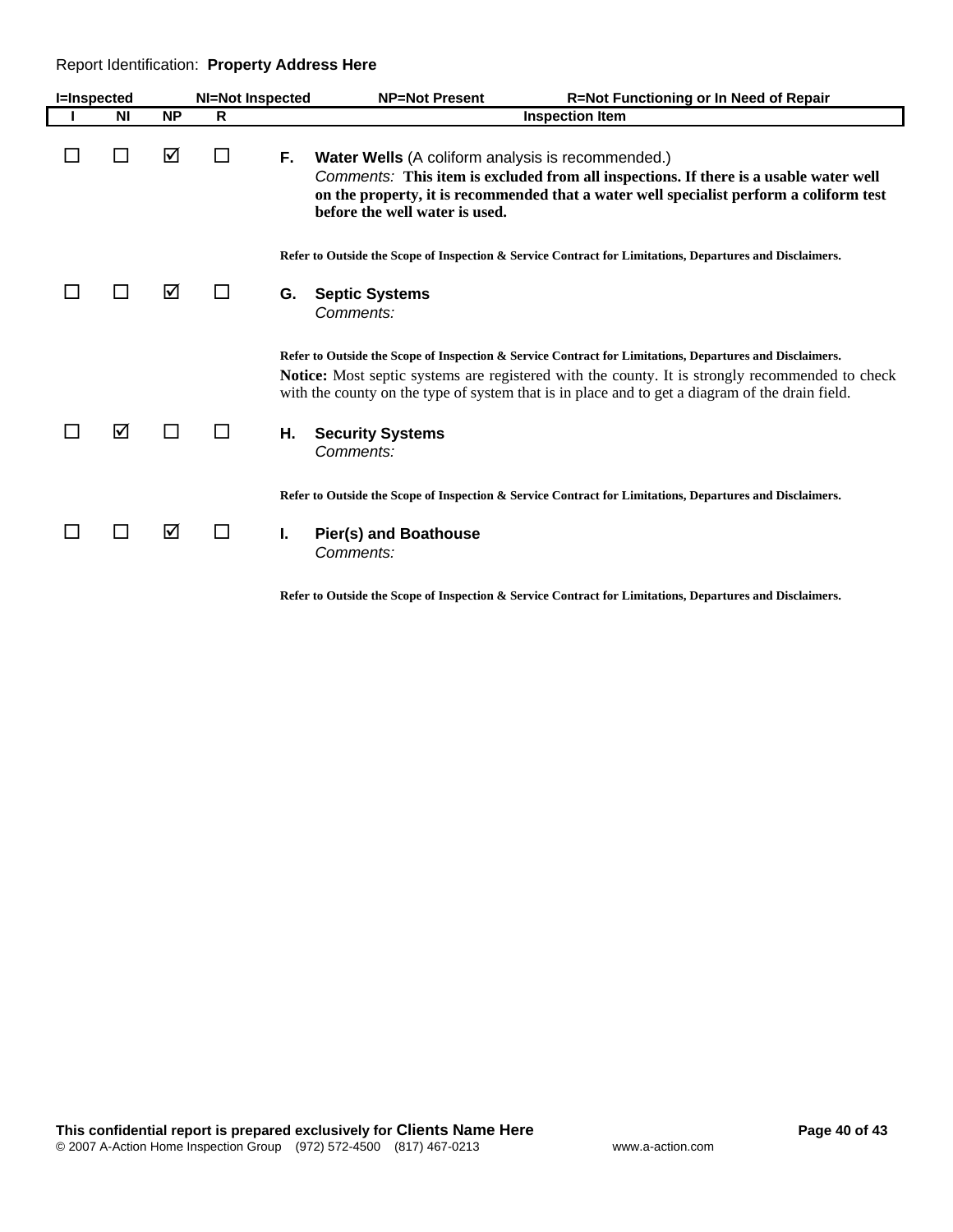Report Identification: **Property Address Here**

**I=Inspected** **NI=Not Inspected** **NP=Not Present** **R=Not Functioning or In Need of Repair**

| I | NI | NP | R | Inspection Item |
|---|---|---|---|---|
| ☐ | ☐ | ☑ | ☐ | **F. Water Wells** (A coliform analysis is recommended.)<br>*Comments:* **This item is excluded from all inspections. If there is a usable water well on the property, it is recommended that a water well specialist perform a coliform test before the well water is used.**<br><br>**Refer to Outside the Scope of Inspection & Service Contract for Limitations, Departures and Disclaimers.** |
| ☐ | ☐ | ☑ | ☐ | **G. Septic Systems**<br>*Comments:*<br><br>**Refer to Outside the Scope of Inspection & Service Contract for Limitations, Departures and Disclaimers.**<br>**Notice:** Most septic systems are registered with the county. It is strongly recommended to check with the county on the type of system that is in place and to get a diagram of the drain field. |
| ☐ | ☑ | ☐ | ☐ | **H. Security Systems**<br>*Comments:*<br><br>**Refer to Outside the Scope of Inspection & Service Contract for Limitations, Departures and Disclaimers.** |
| ☐ | ☐ | ☑ | ☐ | **I. Pier(s) and Boathouse**<br>*Comments:*<br><br>**Refer to Outside the Scope of Inspection & Service Contract for Limitations, Departures and Disclaimers.** |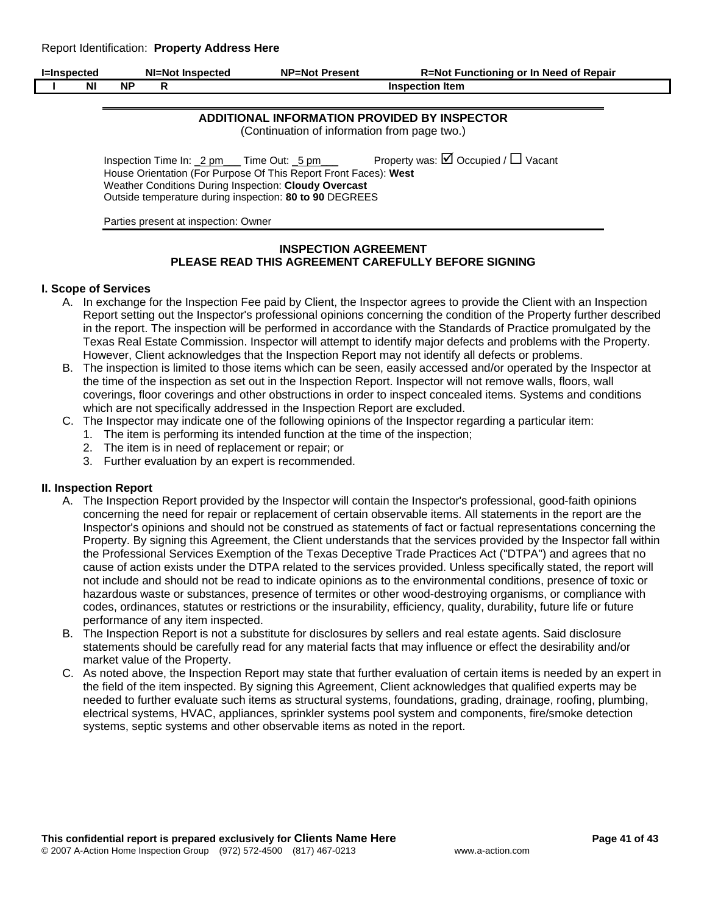Report Identification: **Property Address Here**

| I=Inspected | NI=Not Inspected | NP=Not Present | R=Not Functioning or In Need of Repair |
| --- | --- | --- | --- |

| I | NI | NP | R | Inspection Item |
| --- | --- | --- | --- | --- |

## ADDITIONAL INFORMATION PROVIDED BY INSPECTOR

(Continuation of information from page two.)

Inspection Time In: 2 pm Time Out: 5 pm Property was: ☑ Occupied / ☐ Vacant
House Orientation (For Purpose Of This Report Front Faces): **West**
Weather Conditions During Inspection: **Cloudy Overcast**
Outside temperature during inspection: **80 to 90** DEGREES

Parties present at inspection: Owner

## INSPECTION AGREEMENT
## PLEASE READ THIS AGREEMENT CAREFULLY BEFORE SIGNING

### I. Scope of Services

A. In exchange for the Inspection Fee paid by Client, the Inspector agrees to provide the Client with an Inspection Report setting out the Inspector's professional opinions concerning the condition of the Property further described in the report. The inspection will be performed in accordance with the Standards of Practice promulgated by the Texas Real Estate Commission. Inspector will attempt to identify major defects and problems with the Property. However, Client acknowledges that the Inspection Report may not identify all defects or problems.

B. The inspection is limited to those items which can be seen, easily accessed and/or operated by the Inspector at the time of the inspection as set out in the Inspection Report. Inspector will not remove walls, floors, wall coverings, floor coverings and other obstructions in order to inspect concealed items. Systems and conditions which are not specifically addressed in the Inspection Report are excluded.

C. The Inspector may indicate one of the following opinions of the Inspector regarding a particular item:
   1. The item is performing its intended function at the time of the inspection;
   2. The item is in need of replacement or repair; or
   3. Further evaluation by an expert is recommended.

### II. Inspection Report

A. The Inspection Report provided by the Inspector will contain the Inspector's professional, good-faith opinions concerning the need for repair or replacement of certain observable items. All statements in the report are the Inspector's opinions and should not be construed as statements of fact or factual representations concerning the Property. By signing this Agreement, the Client understands that the services provided by the Inspector fall within the Professional Services Exemption of the Texas Deceptive Trade Practices Act ("DTPA") and agrees that no cause of action exists under the DTPA related to the services provided. Unless specifically stated, the report will not include and should not be read to indicate opinions as to the environmental conditions, presence of toxic or hazardous waste or substances, presence of termites or other wood-destroying organisms, or compliance with codes, ordinances, statutes or restrictions or the insurability, efficiency, quality, durability, future life or future performance of any item inspected.

B. The Inspection Report is not a substitute for disclosures by sellers and real estate agents. Said disclosure statements should be carefully read for any material facts that may influence or effect the desirability and/or market value of the Property.

C. As noted above, the Inspection Report may state that further evaluation of certain items is needed by an expert in the field of the item inspected. By signing this Agreement, Client acknowledges that qualified experts may be needed to further evaluate such items as structural systems, foundations, grading, drainage, roofing, plumbing, electrical systems, HVAC, appliances, sprinkler systems pool system and components, fire/smoke detection systems, septic systems and other observable items as noted in the report.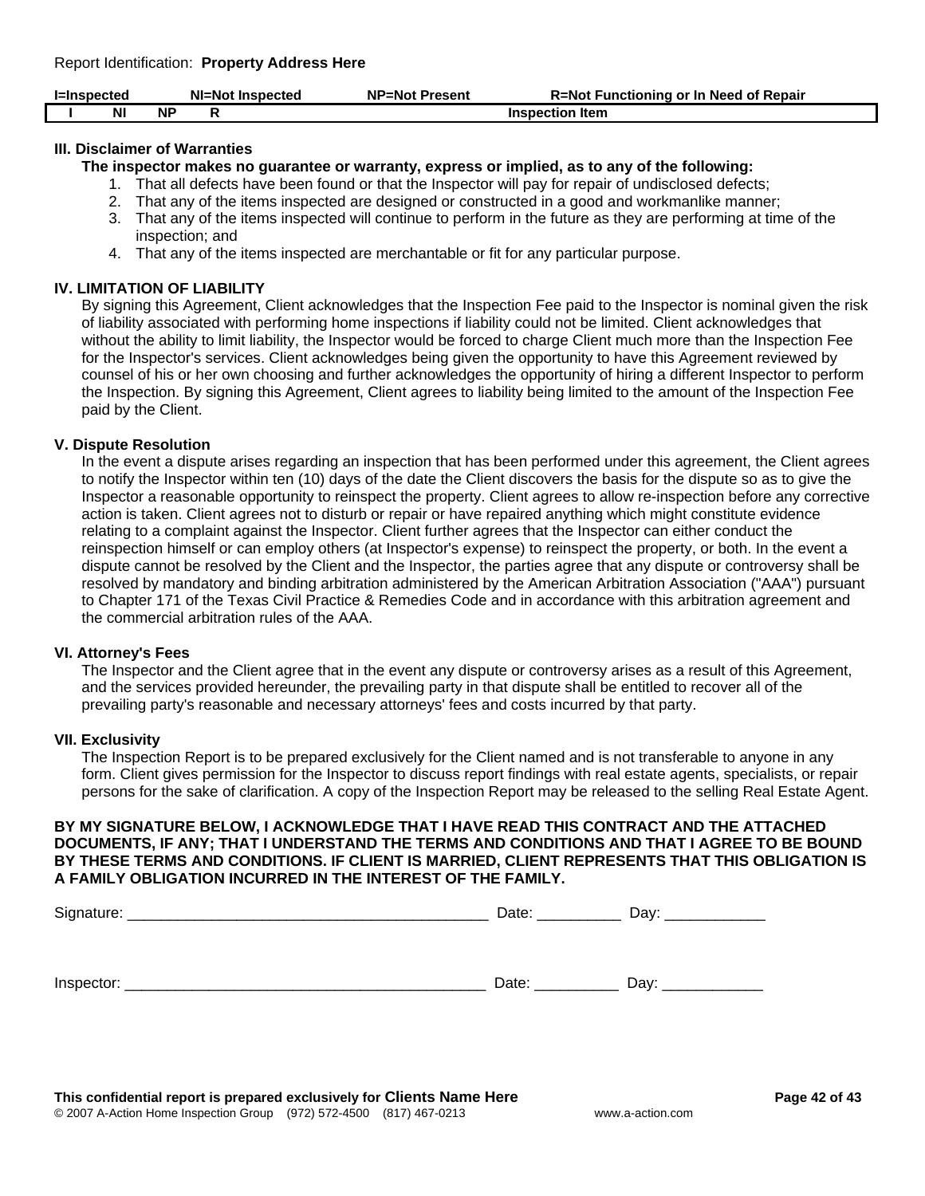## III. Disclaimer of Warranties

**The inspector makes no guarantee or warranty, express or implied, as to any of the following:**

1. That all defects have been found or that the Inspector will pay for repair of undisclosed defects;
2. That any of the items inspected are designed or constructed in a good and workmanlike manner;
3. That any of the items inspected will continue to perform in the future as they are performing at time of the inspection; and
4. That any of the items inspected are merchantable or fit for any particular purpose.

## IV. LIMITATION OF LIABILITY

By signing this Agreement, Client acknowledges that the Inspection Fee paid to the Inspector is nominal given the risk of liability associated with performing home inspections if liability could not be limited. Client acknowledges that without the ability to limit liability, the Inspector would be forced to charge Client much more than the Inspection Fee for the Inspector's services. Client acknowledges being given the opportunity to have this Agreement reviewed by counsel of his or her own choosing and further acknowledges the opportunity of hiring a different Inspector to perform the Inspection. By signing this Agreement, Client agrees to liability being limited to the amount of the Inspection Fee paid by the Client.

## V. Dispute Resolution

In the event a dispute arises regarding an inspection that has been performed under this agreement, the Client agrees to notify the Inspector within ten (10) days of the date the Client discovers the basis for the dispute so as to give the Inspector a reasonable opportunity to reinspect the property. Client agrees to allow re-inspection before any corrective action is taken. Client agrees not to disturb or repair or have repaired anything which might constitute evidence relating to a complaint against the Inspector. Client further agrees that the Inspector can either conduct the reinspection himself or can employ others (at Inspector's expense) to reinspect the property, or both. In the event a dispute cannot be resolved by the Client and the Inspector, the parties agree that any dispute or controversy shall be resolved by mandatory and binding arbitration administered by the American Arbitration Association ("AAA") pursuant to Chapter 171 of the Texas Civil Practice & Remedies Code and in accordance with this arbitration agreement and the commercial arbitration rules of the AAA.

## VI. Attorney's Fees

The Inspector and the Client agree that in the event any dispute or controversy arises as a result of this Agreement, and the services provided hereunder, the prevailing party in that dispute shall be entitled to recover all of the prevailing party's reasonable and necessary attorneys' fees and costs incurred by that party.

## VII. Exclusivity

The Inspection Report is to be prepared exclusively for the Client named and is not transferable to anyone in any form. Client gives permission for the Inspector to discuss report findings with real estate agents, specialists, or repair persons for the sake of clarification. A copy of the Inspection Report may be released to the selling Real Estate Agent.

**BY MY SIGNATURE BELOW, I ACKNOWLEDGE THAT I HAVE READ THIS CONTRACT AND THE ATTACHED DOCUMENTS, IF ANY; THAT I UNDERSTAND THE TERMS AND CONDITIONS AND THAT I AGREE TO BE BOUND BY THESE TERMS AND CONDITIONS. IF CLIENT IS MARRIED, CLIENT REPRESENTS THAT THIS OBLIGATION IS A FAMILY OBLIGATION INCURRED IN THE INTEREST OF THE FAMILY.**

Signature: ___________________________________________ Date: __________ Day: ____________

Inspector: ___________________________________________ Date: __________ Day: ____________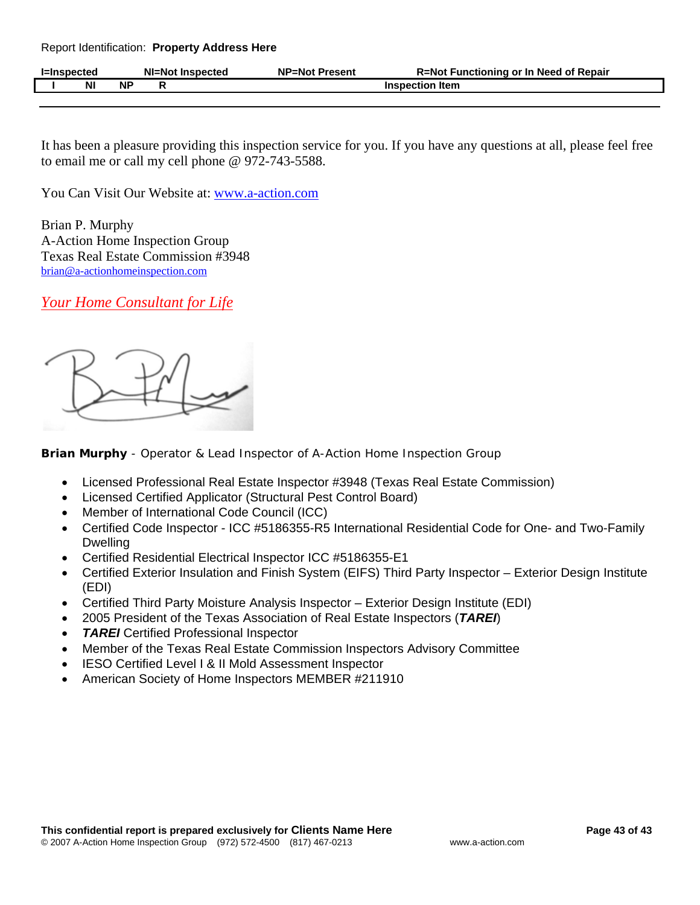It has been a pleasure providing this inspection service for you. If you have any questions at all, please feel free to email me or call my cell phone @ 972-743-5588.

You Can Visit Our Website at: [www.a-action.com](http://www.a-action.com)

Brian P. Murphy
A-Action Home Inspection Group
Texas Real Estate Commission #3948
[brian@a-actionhomeinspection.com](mailto:brian@a-actionhomeinspection.com)

*Your Home Consultant for Life*

**Brian Murphy** - Operator & Lead Inspector of A-Action Home Inspection Group

- Licensed Professional Real Estate Inspector #3948 (Texas Real Estate Commission)
- Licensed Certified Applicator (Structural Pest Control Board)
- Member of International Code Council (ICC)
- Certified Code Inspector - ICC #5186355-R5 International Residential Code for One- and Two-Family Dwelling
- Certified Residential Electrical Inspector ICC #5186355-E1
- Certified Exterior Insulation and Finish System (EIFS) Third Party Inspector – Exterior Design Institute (EDI)
- Certified Third Party Moisture Analysis Inspector – Exterior Design Institute (EDI)
- 2005 President of the Texas Association of Real Estate Inspectors (***TAREI***)
- ***TAREI*** Certified Professional Inspector
- Member of the Texas Real Estate Commission Inspectors Advisory Committee
- IESO Certified Level I & II Mold Assessment Inspector
- American Society of Home Inspectors MEMBER #211910